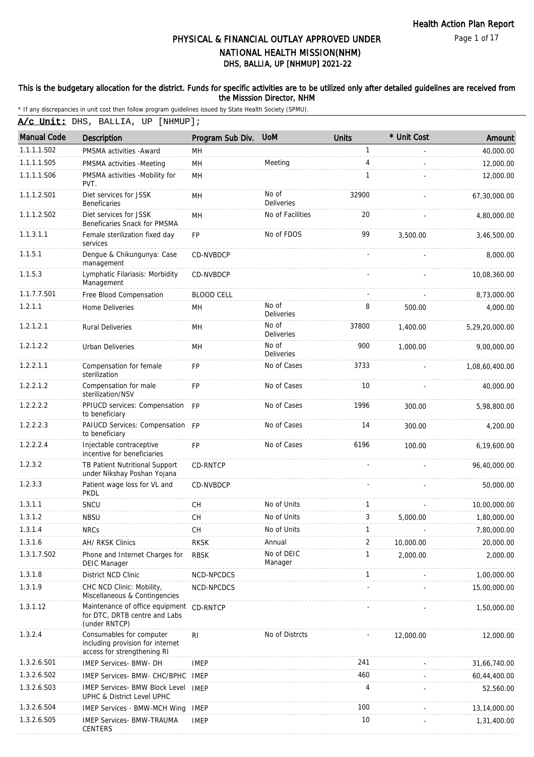# PHYSICAL & FINANCIAL OUTLAY APPROVED UNDER NATIONAL HEALTH MISSION(NHM)

## DHS, BALLIA, UP [NHMUP] 2021-22

**This is the budgetary allocation for the district. Funds for specific activities are to be utilized only after detailed guidelines are received from the Misssion Director, NHM**

* If any discrepancies in unit cost then follow program guidelines issued by State Health Society (SPMU).

**A/c Unit:** DHS, BALLIA, UP [NHMUP];

| Manual Code | Description | Program Sub Div. | UoM | Units | * Unit Cost | Amount |
|---|---|---|---|---|---|---|
| 1.1.1.1.S02 | PMSMA activities -Award | MH | | 1 | - | 40,000.00 |
| 1.1.1.1.S05 | PMSMA activities -Meeting | MH | Meeting | 4 | - | 12,000.00 |
| 1.1.1.1.S06 | PMSMA activities -Mobility for PVT. | MH | | 1 | - | 12,000.00 |
| 1.1.1.2.S01 | Diet services for JSSK Beneficaries | MH | No of Deliveries | 32900 | - | 67,30,000.00 |
| 1.1.1.2.S02 | Diet services for JSSK Beneficaries Snack for PMSMA | MH | No of Facilities | 20 | - | 4,80,000.00 |
| 1.1.3.1.1 | Female sterilization fixed day services | FP | No of FDOS | 99 | 3,500.00 | 3,46,500.00 |
| 1.1.5.1 | Dengue & Chikungunya: Case management | CD-NVBDCP | | - | - | 8,000.00 |
| 1.1.5.3 | Lymphatic Filariasis: Morbidity Management | CD-NVBDCP | | - | - | 10,08,360.00 |
| 1.1.7.7.S01 | Free Blood Compensation | BLOOD CELL | | - | - | 8,73,000.00 |
| 1.2.1.1 | Home Deliveries | MH | No of Deliveries | 8 | 500.00 | 4,000.00 |
| 1.2.1.2.1 | Rural Deliveries | MH | No of Deliveries | 37800 | 1,400.00 | 5,29,20,000.00 |
| 1.2.1.2.2 | Urban Deliveries | MH | No of Deliveries | 900 | 1,000.00 | 9,00,000.00 |
| 1.2.2.1.1 | Compensation for female sterilization | FP | No of Cases | 3733 | - | 1,08,60,400.00 |
| 1.2.2.1.2 | Compensation for male sterilization/NSV | FP | No of Cases | 10 | - | 40,000.00 |
| 1.2.2.2.2 | PPIUCD services: Compensation to beneficiary | FP | No of Cases | 1996 | 300.00 | 5,98,800.00 |
| 1.2.2.2.3 | PAIUCD Services: Compensation to beneficiary | FP | No of Cases | 14 | 300.00 | 4,200.00 |
| 1.2.2.2.4 | Injectable contraceptive incentive for beneficiaries | FP | No of Cases | 6196 | 100.00 | 6,19,600.00 |
| 1.2.3.2 | TB Patient Nutritional Support under Nikshay Poshan Yojana | CD-RNTCP | | - | - | 96,40,000.00 |
| 1.2.3.3 | Patient wage loss for VL and PKDL | CD-NVBDCP | | - | - | 50,000.00 |
| 1.3.1.1 | SNCU | CH | No of Units | 1 | - | 10,00,000.00 |
| 1.3.1.2 | NBSU | CH | No of Units | 3 | 5,000.00 | 1,80,000.00 |
| 1.3.1.4 | NRCs | CH | No of Units | 1 | - | 7,80,000.00 |
| 1.3.1.6 | AH/ RKSK Clinics | RKSK | Annual | 2 | 10,000.00 | 20,000.00 |
| 1.3.1.7.S02 | Phone and Internet Charges for DEIC Manager | RBSK | No of DEIC Manager | 1 | 2,000.00 | 2,000.00 |
| 1.3.1.8 | District NCD Clinic | NCD-NPCDCS | | 1 | - | 1,00,000.00 |
| 1.3.1.9 | CHC NCD Clinic: Mobility, Miscellaneous & Contingencies | NCD-NPCDCS | | - | - | 15,00,000.00 |
| 1.3.1.12 | Maintenance of office equipment for DTC, DRTB centre and Labs (under RNTCP) | CD-RNTCP | | - | - | 1,50,000.00 |
| 1.3.2.4 | Consumables for computer including provision for internet access for strengthening RI | RI | No of Distrcts | - | 12,000.00 | 12,000.00 |
| 1.3.2.6.S01 | IMEP Services- BMW- DH | IMEP | | 241 | - | 31,66,740.00 |
| 1.3.2.6.S02 | IMEP Services- BMW- CHC/BPHC | IMEP | | 460 | - | 60,44,400.00 |
| 1.3.2.6.S03 | IMEP Services- BMW Block Level UPHC & District Level UPHC | IMEP | | 4 | - | 52,560.00 |
| 1.3.2.6.S04 | IMEP Services - BMW-MCH Wing | IMEP | | 100 | - | 13,14,000.00 |
| 1.3.2.6.S05 | IMEP Services- BMW-TRAUMA CENTERS | IMEP | | 10 | - | 1,31,400.00 |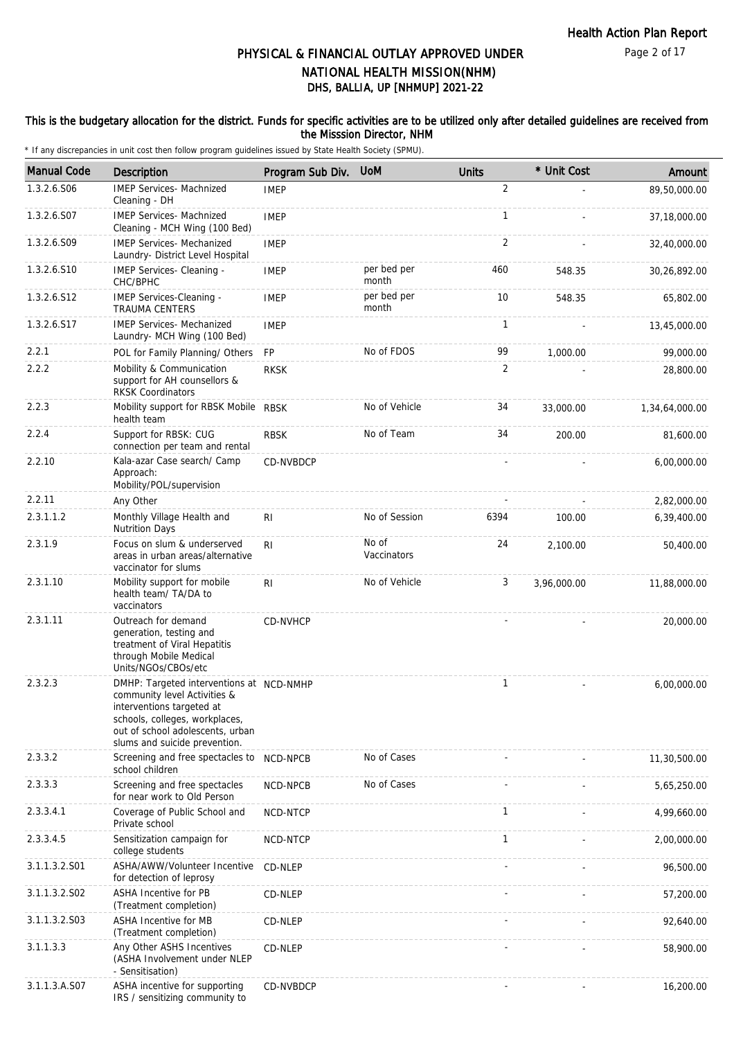# PHYSICAL & FINANCIAL OUTLAY APPROVED UNDER NATIONAL HEALTH MISSION(NHM)

## DHS, BALLIA, UP [NHMUP] 2021-22

### This is the budgetary allocation for the district. Funds for specific activities are to be utilized only after detailed guidelines are received from the Misssion Director, NHM

\* If any discrepancies in unit cost then follow program guidelines issued by State Health Society (SPMU).

| Manual Code | Description | Program Sub Div. | UoM | Units | * Unit Cost | Amount |
|---|---|---|---|---|---|---|
| 1.3.2.6.S06 | IMEP Services- Machnized Cleaning - DH | IMEP | | 2 | - | 89,50,000.00 |
| 1.3.2.6.S07 | IMEP Services- Machnized Cleaning - MCH Wing (100 Bed) | IMEP | | 1 | - | 37,18,000.00 |
| 1.3.2.6.S09 | IMEP Services- Mechanized Laundry- District Level Hospital | IMEP | | 2 | - | 32,40,000.00 |
| 1.3.2.6.S10 | IMEP Services- Cleaning - CHC/BPHC | IMEP | per bed per month | 460 | 548.35 | 30,26,892.00 |
| 1.3.2.6.S12 | IMEP Services-Cleaning - TRAUMA CENTERS | IMEP | per bed per month | 10 | 548.35 | 65,802.00 |
| 1.3.2.6.S17 | IMEP Services- Mechanized Laundry- MCH Wing (100 Bed) | IMEP | | 1 | - | 13,45,000.00 |
| 2.2.1 | POL for Family Planning/ Others | FP | No of FDOS | 99 | 1,000.00 | 99,000.00 |
| 2.2.2 | Mobility & Communication support for AH counsellors & RKSK Coordinators | RKSK | | 2 | - | 28,800.00 |
| 2.2.3 | Mobility support for RBSK Mobile health team | RBSK | No of Vehicle | 34 | 33,000.00 | 1,34,64,000.00 |
| 2.2.4 | Support for RBSK: CUG connection per team and rental | RBSK | No of Team | 34 | 200.00 | 81,600.00 |
| 2.2.10 | Kala-azar Case search/ Camp Approach: Mobility/POL/supervision | CD-NVBDCP | | - | - | 6,00,000.00 |
| 2.2.11 | Any Other | | | - | - | 2,82,000.00 |
| 2.3.1.1.2 | Monthly Village Health and Nutrition Days | RI | No of Session | 6394 | 100.00 | 6,39,400.00 |
| 2.3.1.9 | Focus on slum & underserved areas in urban areas/alternative vaccinator for slums | RI | No of Vaccinators | 24 | 2,100.00 | 50,400.00 |
| 2.3.1.10 | Mobility support for mobile health team/ TA/DA to vaccinators | RI | No of Vehicle | 3 | 3,96,000.00 | 11,88,000.00 |
| 2.3.1.11 | Outreach for demand generation, testing and treatment of Viral Hepatitis through Mobile Medical Units/NGOs/CBOs/etc | CD-NVHCP | | - | - | 20,000.00 |
| 2.3.2.3 | DMHP: Targeted interventions at community level Activities & interventions targeted at schools, colleges, workplaces, out of school adolescents, urban slums and suicide prevention. | NCD-NMHP | | 1 | - | 6,00,000.00 |
| 2.3.3.2 | Screening and free spectacles to school children | NCD-NPCB | No of Cases | - | - | 11,30,500.00 |
| 2.3.3.3 | Screening and free spectacles for near work to Old Person | NCD-NPCB | No of Cases | - | - | 5,65,250.00 |
| 2.3.3.4.1 | Coverage of Public School and Private school | NCD-NTCP | | 1 | - | 4,99,660.00 |
| 2.3.3.4.5 | Sensitization campaign for college students | NCD-NTCP | | 1 | - | 2,00,000.00 |
| 3.1.1.3.2.S01 | ASHA/AWW/Volunteer Incentive for detection of leprosy | CD-NLEP | | - | - | 96,500.00 |
| 3.1.1.3.2.S02 | ASHA Incentive for PB (Treatment completion) | CD-NLEP | | - | - | 57,200.00 |
| 3.1.1.3.2.S03 | ASHA Incentive for MB (Treatment completion) | CD-NLEP | | - | - | 92,640.00 |
| 3.1.1.3.3 | Any Other ASHS Incentives (ASHA Involvement under NLEP - Sensitisation) | CD-NLEP | | - | - | 58,900.00 |
| 3.1.1.3.A.S07 | ASHA incentive for supporting IRS / sensitizing community to | CD-NVBDCP | | - | - | 16,200.00 |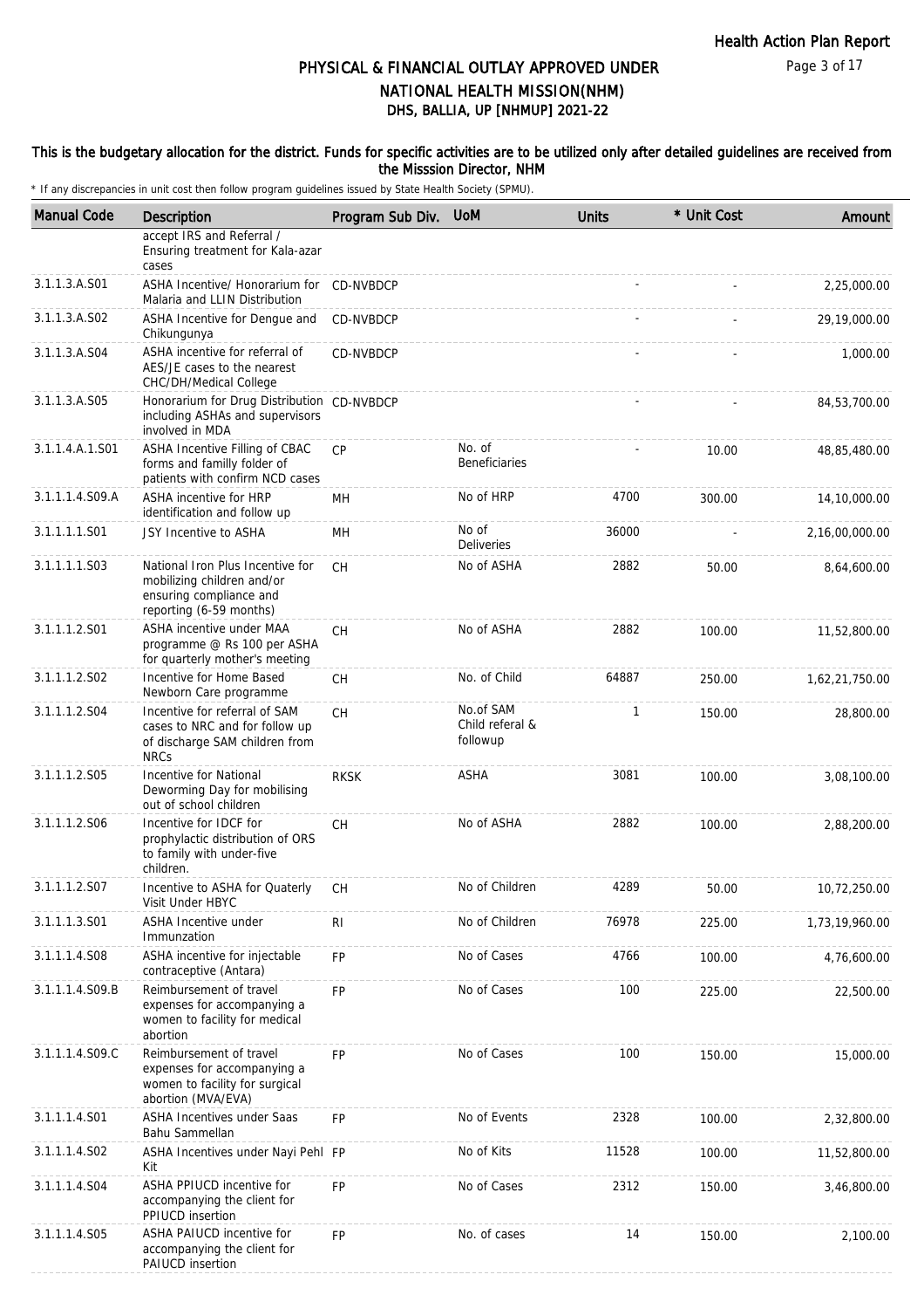# PHYSICAL & FINANCIAL OUTLAY APPROVED UNDER NATIONAL HEALTH MISSION(NHM)

## DHS, BALLIA, UP [NHMUP] 2021-22

**This is the budgetary allocation for the district. Funds for specific activities are to be utilized only after detailed guidelines are received from the Misssion Director, NHM**

\* If any discrepancies in unit cost then follow program guidelines issued by State Health Society (SPMU).

| Manual Code | Description | Program Sub Div. | UoM | Units | * Unit Cost | Amount |
|---|---|---|---|---|---|---|
| | accept IRS and Referral / Ensuring treatment for Kala-azar cases | | | | | |
| 3.1.1.3.A.S01 | ASHA Incentive/ Honorarium for Malaria and LLIN Distribution | CD-NVBDCP | | - | - | 2,25,000.00 |
| 3.1.1.3.A.S02 | ASHA Incentive for Dengue and Chikungunya | CD-NVBDCP | | - | - | 29,19,000.00 |
| 3.1.1.3.A.S04 | ASHA incentive for referral of AES/JE cases to the nearest CHC/DH/Medical College | CD-NVBDCP | | - | - | 1,000.00 |
| 3.1.1.3.A.S05 | Honorarium for Drug Distribution including ASHAs and supervisors involved in MDA | CD-NVBDCP | | - | - | 84,53,700.00 |
| 3.1.1.4.A.1.S01 | ASHA Incentive Filling of CBAC forms and familly folder of patients with confirm NCD cases | CP | No. of Beneficiaries | - | 10.00 | 48,85,480.00 |
| 3.1.1.1.4.S09.A | ASHA incentive for HRP identification and follow up | MH | No of HRP | 4700 | 300.00 | 14,10,000.00 |
| 3.1.1.1.1.S01 | JSY Incentive to ASHA | MH | No of Deliveries | 36000 | - | 2,16,00,000.00 |
| 3.1.1.1.1.S03 | National Iron Plus Incentive for mobilizing children and/or ensuring compliance and reporting (6-59 months) | CH | No of ASHA | 2882 | 50.00 | 8,64,600.00 |
| 3.1.1.1.2.S01 | ASHA incentive under MAA programme @ Rs 100 per ASHA for quarterly mother's meeting | CH | No of ASHA | 2882 | 100.00 | 11,52,800.00 |
| 3.1.1.1.2.S02 | Incentive for Home Based Newborn Care programme | CH | No. of Child | 64887 | 250.00 | 1,62,21,750.00 |
| 3.1.1.1.2.S04 | Incentive for referral of SAM cases to NRC and for follow up of discharge SAM children from NRCs | CH | No.of SAM Child referal & followup | 1 | 150.00 | 28,800.00 |
| 3.1.1.1.2.S05 | Incentive for National Deworming Day for mobilising out of school children | RKSK | ASHA | 3081 | 100.00 | 3,08,100.00 |
| 3.1.1.1.2.S06 | Incentive for IDCF for prophylactic distribution of ORS to family with under-five children. | CH | No of ASHA | 2882 | 100.00 | 2,88,200.00 |
| 3.1.1.1.2.S07 | Incentive to ASHA for Quaterly Visit Under HBYC | CH | No of Children | 4289 | 50.00 | 10,72,250.00 |
| 3.1.1.1.3.S01 | ASHA Incentive under Immunzation | RI | No of Children | 76978 | 225.00 | 1,73,19,960.00 |
| 3.1.1.1.4.S08 | ASHA incentive for injectable contraceptive (Antara) | FP | No of Cases | 4766 | 100.00 | 4,76,600.00 |
| 3.1.1.1.4.S09.B | Reimbursement of travel expenses for accompanying a women to facility for medical abortion | FP | No of Cases | 100 | 225.00 | 22,500.00 |
| 3.1.1.1.4.S09.C | Reimbursement of travel expenses for accompanying a women to facility for surgical abortion (MVA/EVA) | FP | No of Cases | 100 | 150.00 | 15,000.00 |
| 3.1.1.1.4.S01 | ASHA Incentives under Saas Bahu Sammellan | FP | No of Events | 2328 | 100.00 | 2,32,800.00 |
| 3.1.1.1.4.S02 | ASHA Incentives under Nayi Pehl Kit | FP | No of Kits | 11528 | 100.00 | 11,52,800.00 |
| 3.1.1.1.4.S04 | ASHA PPIUCD incentive for accompanying the client for PPIUCD insertion | FP | No of Cases | 2312 | 150.00 | 3,46,800.00 |
| 3.1.1.1.4.S05 | ASHA PAIUCD incentive for accompanying the client for PAIUCD insertion | FP | No. of cases | 14 | 150.00 | 2,100.00 |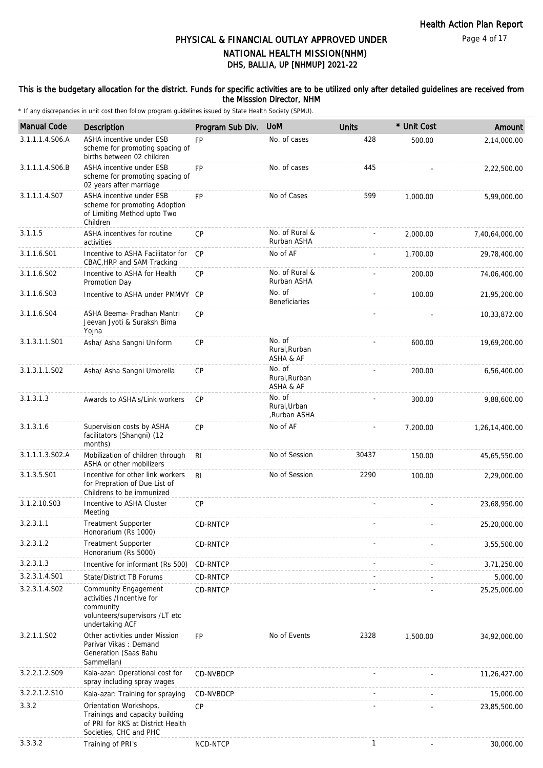# PHYSICAL & FINANCIAL OUTLAY APPROVED UNDER NATIONAL HEALTH MISSION(NHM)

## DHS, BALLIA, UP [NHMUP] 2021-22

**This is the budgetary allocation for the district. Funds for specific activities are to be utilized only after detailed guidelines are received from the Misssion Director, NHM**

\* If any discrepancies in unit cost then follow program guidelines issued by State Health Society (SPMU).

| Manual Code | Description | Program Sub Div. | UoM | Units | * Unit Cost | Amount |
|---|---|---|---|---|---|---|
| 3.1.1.1.4.S06.A | ASHA incentive under ESB scheme for promoting spacing of births between 02 children | FP | No. of cases | 428 | 500.00 | 2,14,000.00 |
| 3.1.1.1.4.S06.B | ASHA incentive under ESB scheme for promoting spacing of 02 years after marriage | FP | No. of cases | 445 | - | 2,22,500.00 |
| 3.1.1.1.4.S07 | ASHA incentive under ESB scheme for promoting Adoption of Limiting Method upto Two Children | FP | No of Cases | 599 | 1,000.00 | 5,99,000.00 |
| 3.1.1.5 | ASHA incentives for routine activities | CP | No. of Rural & Rurban ASHA | - | 2,000.00 | 7,40,64,000.00 |
| 3.1.1.6.S01 | Incentive to ASHA Facilitator for CBAC,HRP and SAM Tracking | CP | No of AF | - | 1,700.00 | 29,78,400.00 |
| 3.1.1.6.S02 | Incentive to ASHA for Health Promotion Day | CP | No. of Rural & Rurban ASHA | - | 200.00 | 74,06,400.00 |
| 3.1.1.6.S03 | Incentive to ASHA under PMMVY | CP | No. of Beneficiaries | - | 100.00 | 21,95,200.00 |
| 3.1.1.6.S04 | ASHA Beema- Pradhan Mantri Jeevan Jyoti & Suraksh Bima Yojna | CP | | - | - | 10,33,872.00 |
| 3.1.3.1.1.S01 | Asha/ Asha Sangni Uniform | CP | No. of Rural,Rurban ASHA & AF | - | 600.00 | 19,69,200.00 |
| 3.1.3.1.1.S02 | Asha/ Asha Sangni Umbrella | CP | No. of Rural,Rurban ASHA & AF | - | 200.00 | 6,56,400.00 |
| 3.1.3.1.3 | Awards to ASHA's/Link workers | CP | No. of Rural,Urban ,Rurban ASHA | - | 300.00 | 9,88,600.00 |
| 3.1.3.1.6 | Supervision costs by ASHA facilitators (Shangni) (12 months) | CP | No of AF | - | 7,200.00 | 1,26,14,400.00 |
| 3.1.1.1.3.S02.A | Mobilization of children through ASHA or other mobilizers | RI | No of Session | 30437 | 150.00 | 45,65,550.00 |
| 3.1.3.5.S01 | Incentive for other link workers for Prepration of Due List of Childrens to be immunized | RI | No of Session | 2290 | 100.00 | 2,29,000.00 |
| 3.1.2.10.S03 | Incentive to ASHA Cluster Meeting | CP | | - | - | 23,68,950.00 |
| 3.2.3.1.1 | Treatment Supporter Honorarium (Rs 1000) | CD-RNTCP | | - | - | 25,20,000.00 |
| 3.2.3.1.2 | Treatment Supporter Honorarium (Rs 5000) | CD-RNTCP | | - | - | 3,55,500.00 |
| 3.2.3.1.3 | Incentive for informant (Rs 500) | CD-RNTCP | | - | - | 3,71,250.00 |
| 3.2.3.1.4.S01 | State/District TB Forums | CD-RNTCP | | - | - | 5,000.00 |
| 3.2.3.1.4.S02 | Community Engagement activities /Incentive for community volunteers/supervisors /LT etc undertaking ACF | CD-RNTCP | | - | - | 25,25,000.00 |
| 3.2.1.1.S02 | Other activities under Mission Parivar Vikas : Demand Generation (Saas Bahu Sammellan) | FP | No of Events | 2328 | 1,500.00 | 34,92,000.00 |
| 3.2.2.1.2.S09 | Kala-azar: Operational cost for spray including spray wages | CD-NVBDCP | | - | - | 11,26,427.00 |
| 3.2.2.1.2.S10 | Kala-azar: Training for spraying | CD-NVBDCP | | - | - | 15,000.00 |
| 3.3.2 | Orientation Workshops, Trainings and capacity building of PRI for RKS at District Health Societies, CHC and PHC | CP | | - | - | 23,85,500.00 |
| 3.3.3.2 | Training of PRI's | NCD-NTCP | | 1 | - | 30,000.00 |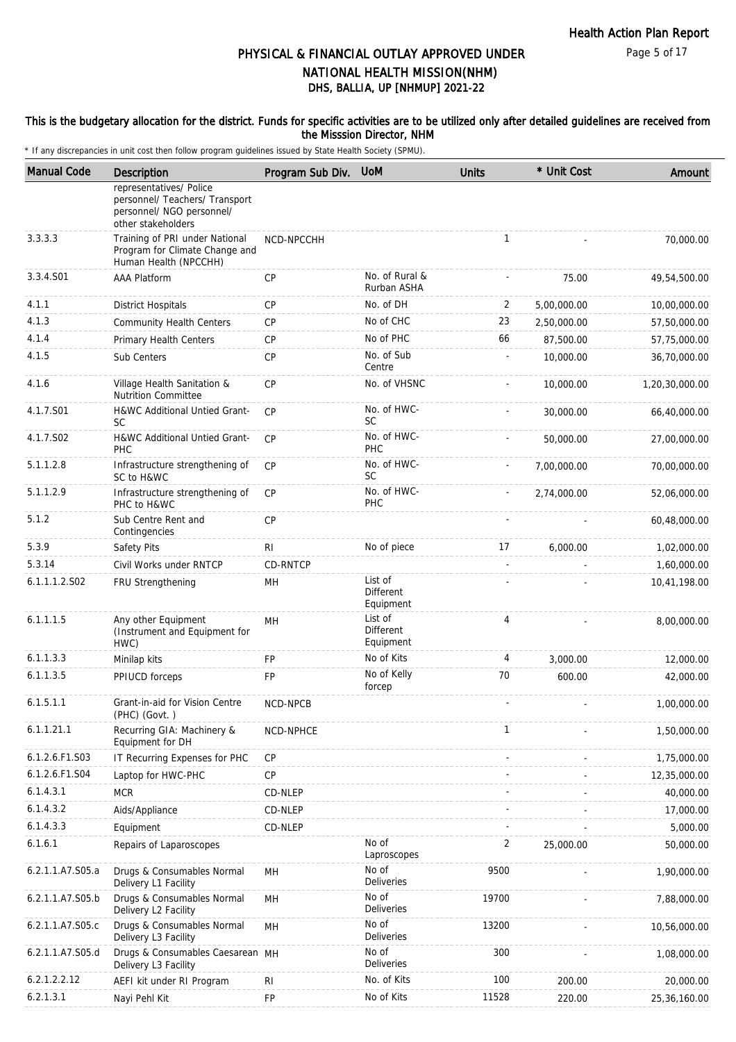# PHYSICAL & FINANCIAL OUTLAY APPROVED UNDER NATIONAL HEALTH MISSION(NHM)

## DHS, BALLIA, UP [NHMUP] 2021-22

**This is the budgetary allocation for the district. Funds for specific activities are to be utilized only after detailed guidelines are received from the Misssion Director, NHM**

* If any discrepancies in unit cost then follow program guidelines issued by State Health Society (SPMU).

| Manual Code | Description | Program Sub Div. | UoM | Units | * Unit Cost | Amount |
|---|---|---|---|---|---|---|
| | representatives/ Police personnel/ Teachers/ Transport personnel/ NGO personnel/ other stakeholders | | | | | |
| 3.3.3.3 | Training of PRI under National Program for Climate Change and Human Health (NPCCHH) | NCD-NPCCHH | | 1 | - | 70,000.00 |
| 3.3.4.S01 | AAA Platform | CP | No. of Rural & Rurban ASHA | - | 75.00 | 49,54,500.00 |
| 4.1.1 | District Hospitals | CP | No. of DH | 2 | 5,00,000.00 | 10,00,000.00 |
| 4.1.3 | Community Health Centers | CP | No of CHC | 23 | 2,50,000.00 | 57,50,000.00 |
| 4.1.4 | Primary Health Centers | CP | No of PHC | 66 | 87,500.00 | 57,75,000.00 |
| 4.1.5 | Sub Centers | CP | No. of Sub Centre | - | 10,000.00 | 36,70,000.00 |
| 4.1.6 | Village Health Sanitation & Nutrition Committee | CP | No. of VHSNC | - | 10,000.00 | 1,20,30,000.00 |
| 4.1.7.S01 | H&WC Additional Untied Grant-SC | CP | No. of HWC-SC | - | 30,000.00 | 66,40,000.00 |
| 4.1.7.S02 | H&WC Additional Untied Grant-PHC | CP | No. of HWC-PHC | - | 50,000.00 | 27,00,000.00 |
| 5.1.1.2.8 | Infrastructure strengthening of SC to H&WC | CP | No. of HWC-SC | - | 7,00,000.00 | 70,00,000.00 |
| 5.1.1.2.9 | Infrastructure strengthening of PHC to H&WC | CP | No. of HWC-PHC | - | 2,74,000.00 | 52,06,000.00 |
| 5.1.2 | Sub Centre Rent and Contingencies | CP | | - | - | 60,48,000.00 |
| 5.3.9 | Safety Pits | RI | No of piece | 17 | 6,000.00 | 1,02,000.00 |
| 5.3.14 | Civil Works under RNTCP | CD-RNTCP | | - | - | 1,60,000.00 |
| 6.1.1.1.2.S02 | FRU Strengthening | MH | List of Different Equipment | - | - | 10,41,198.00 |
| 6.1.1.1.5 | Any other Equipment (Instrument and Equipment for HWC) | MH | List of Different Equipment | 4 | - | 8,00,000.00 |
| 6.1.1.3.3 | Minilap kits | FP | No of Kits | 4 | 3,000.00 | 12,000.00 |
| 6.1.1.3.5 | PPIUCD forceps | FP | No of Kelly forcep | 70 | 600.00 | 42,000.00 |
| 6.1.5.1.1 | Grant-in-aid for Vision Centre (PHC) (Govt. ) | NCD-NPCB | | - | - | 1,00,000.00 |
| 6.1.1.21.1 | Recurring GIA: Machinery & Equipment for DH | NCD-NPHCE | | 1 | - | 1,50,000.00 |
| 6.1.2.6.F1.S03 | IT Recurring Expenses for PHC | CP | | - | - | 1,75,000.00 |
| 6.1.2.6.F1.S04 | Laptop for HWC-PHC | CP | | - | - | 12,35,000.00 |
| 6.1.4.3.1 | MCR | CD-NLEP | | - | - | 40,000.00 |
| 6.1.4.3.2 | Aids/Appliance | CD-NLEP | | - | - | 17,000.00 |
| 6.1.4.3.3 | Equipment | CD-NLEP | | - | - | 5,000.00 |
| 6.1.6.1 | Repairs of Laparoscopes | | No of Laproscopes | 2 | 25,000.00 | 50,000.00 |
| 6.2.1.1.A7.S05.a | Drugs & Consumables Normal Delivery L1 Facility | MH | No of Deliveries | 9500 | - | 1,90,000.00 |
| 6.2.1.1.A7.S05.b | Drugs & Consumables Normal Delivery L2 Facility | MH | No of Deliveries | 19700 | - | 7,88,000.00 |
| 6.2.1.1.A7.S05.c | Drugs & Consumables Normal Delivery L3 Facility | MH | No of Deliveries | 13200 | - | 10,56,000.00 |
| 6.2.1.1.A7.S05.d | Drugs & Consumables Caesarean Delivery L3 Facility | MH | No of Deliveries | 300 | - | 1,08,000.00 |
| 6.2.1.2.2.12 | AEFI kit under RI Program | RI | No. of Kits | 100 | 200.00 | 20,000.00 |
| 6.2.1.3.1 | Nayi Pehl Kit | FP | No of Kits | 11528 | 220.00 | 25,36,160.00 |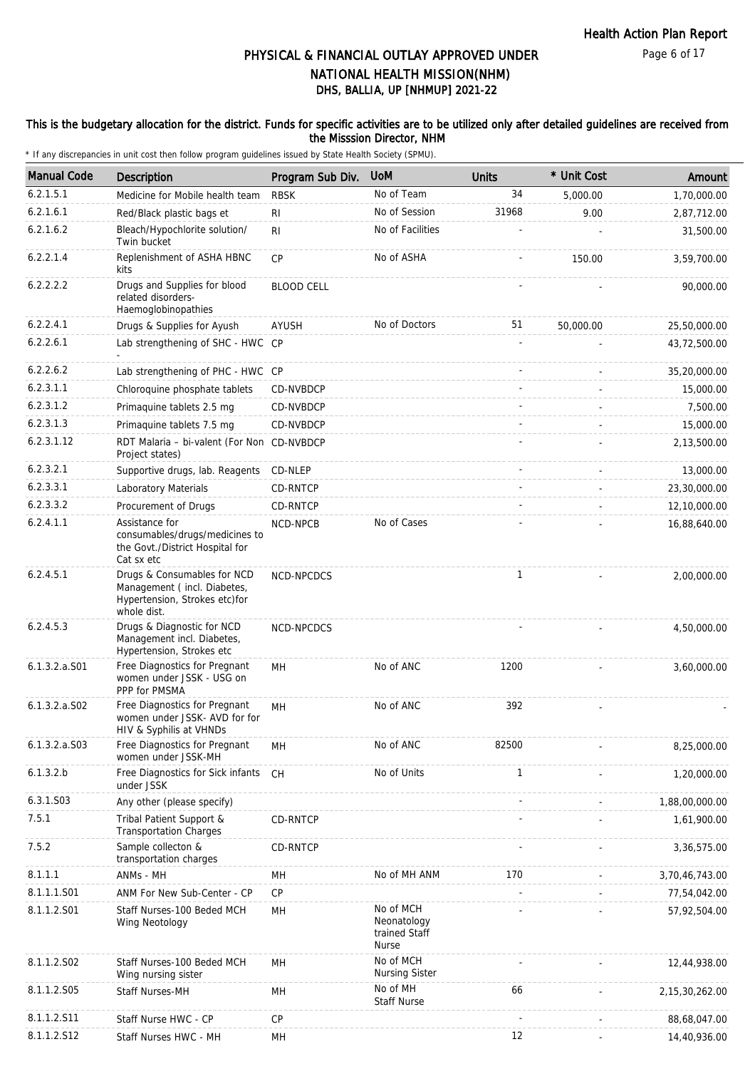# PHYSICAL & FINANCIAL OUTLAY APPROVED UNDER NATIONAL HEALTH MISSION(NHM)

## DHS, BALLIA, UP [NHMUP] 2021-22

**This is the budgetary allocation for the district. Funds for specific activities are to be utilized only after detailed guidelines are received from the Misssion Director, NHM**

\* If any discrepancies in unit cost then follow program guidelines issued by State Health Society (SPMU).

| Manual Code | Description | Program Sub Div. | UoM | Units | * Unit Cost | Amount |
|---|---|---|---|---|---|---|
| 6.2.1.5.1 | Medicine for Mobile health team | RBSK | No of Team | 34 | 5,000.00 | 1,70,000.00 |
| 6.2.1.6.1 | Red/Black plastic bags et | RI | No of Session | 31968 | 9.00 | 2,87,712.00 |
| 6.2.1.6.2 | Bleach/Hypochlorite solution/ Twin bucket | RI | No of Facilities | - | - | 31,500.00 |
| 6.2.2.1.4 | Replenishment of ASHA HBNC kits | CP | No of ASHA | - | 150.00 | 3,59,700.00 |
| 6.2.2.2.2 | Drugs and Supplies for blood related disorders- Haemoglobinopathies | BLOOD CELL | | - | - | 90,000.00 |
| 6.2.2.4.1 | Drugs & Supplies for Ayush | AYUSH | No of Doctors | 51 | 50,000.00 | 25,50,000.00 |
| 6.2.2.6.1 | Lab strengthening of SHC - HWC - | CP | | - | - | 43,72,500.00 |
| 6.2.2.6.2 | Lab strengthening of PHC - HWC | CP | | - | - | 35,20,000.00 |
| 6.2.3.1.1 | Chloroquine phosphate tablets | CD-NVBDCP | | - | - | 15,000.00 |
| 6.2.3.1.2 | Primaquine tablets 2.5 mg | CD-NVBDCP | | - | - | 7,500.00 |
| 6.2.3.1.3 | Primaquine tablets 7.5 mg | CD-NVBDCP | | - | - | 15,000.00 |
| 6.2.3.1.12 | RDT Malaria – bi-valent (For Non Project states) | CD-NVBDCP | | - | - | 2,13,500.00 |
| 6.2.3.2.1 | Supportive drugs, lab. Reagents | CD-NLEP | | - | - | 13,000.00 |
| 6.2.3.3.1 | Laboratory Materials | CD-RNTCP | | - | - | 23,30,000.00 |
| 6.2.3.3.2 | Procurement of Drugs | CD-RNTCP | | - | - | 12,10,000.00 |
| 6.2.4.1.1 | Assistance for consumables/drugs/medicines to the Govt./District Hospital for Cat sx etc | NCD-NPCB | No of Cases | - | - | 16,88,640.00 |
| 6.2.4.5.1 | Drugs & Consumables for NCD Management ( incl. Diabetes, Hypertension, Strokes etc)for whole dist. | NCD-NPCDCS | | 1 | - | 2,00,000.00 |
| 6.2.4.5.3 | Drugs & Diagnostic for NCD Management incl. Diabetes, Hypertension, Strokes etc | NCD-NPCDCS | | - | - | 4,50,000.00 |
| 6.1.3.2.a.S01 | Free Diagnostics for Pregnant women under JSSK - USG on PPP for PMSMA | MH | No of ANC | 1200 | - | 3,60,000.00 |
| 6.1.3.2.a.S02 | Free Diagnostics for Pregnant women under JSSK- AVD for for HIV & Syphilis at VHNDs | MH | No of ANC | 392 | - | - |
| 6.1.3.2.a.S03 | Free Diagnostics for Pregnant women under JSSK-MH | MH | No of ANC | 82500 | - | 8,25,000.00 |
| 6.1.3.2.b | Free Diagnostics for Sick infants under JSSK | CH | No of Units | 1 | - | 1,20,000.00 |
| 6.3.1.S03 | Any other (please specify) | | | - | - | 1,88,00,000.00 |
| 7.5.1 | Tribal Patient Support & Transportation Charges | CD-RNTCP | | - | - | 1,61,900.00 |
| 7.5.2 | Sample collecton & transportation charges | CD-RNTCP | | - | - | 3,36,575.00 |
| 8.1.1.1 | ANMs - MH | MH | No of MH ANM | 170 | - | 3,70,46,743.00 |
| 8.1.1.1.S01 | ANM For New Sub-Center - CP | CP | | - | - | 77,54,042.00 |
| 8.1.1.2.S01 | Staff Nurses-100 Beded MCH Wing Neotology | MH | No of MCH Neonatology trained Staff Nurse | - | - | 57,92,504.00 |
| 8.1.1.2.S02 | Staff Nurses-100 Beded MCH Wing nursing sister | MH | No of MCH Nursing Sister | - | - | 12,44,938.00 |
| 8.1.1.2.S05 | Staff Nurses-MH | MH | No of MH Staff Nurse | 66 | - | 2,15,30,262.00 |
| 8.1.1.2.S11 | Staff Nurse HWC - CP | CP | | - | - | 88,68,047.00 |
| 8.1.1.2.S12 | Staff Nurses HWC - MH | MH | | 12 | - | 14,40,936.00 |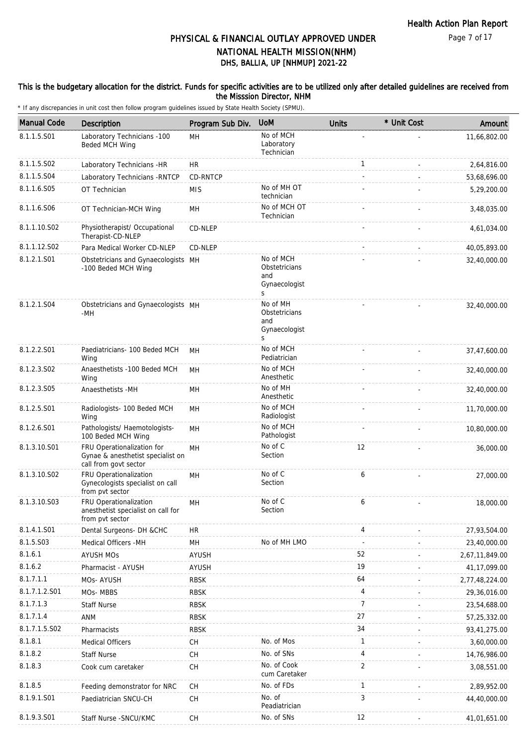# PHYSICAL & FINANCIAL OUTLAY APPROVED UNDER NATIONAL HEALTH MISSION(NHM)
## DHS, BALLIA, UP [NHMUP] 2021-22

**This is the budgetary allocation for the district. Funds for specific activities are to be utilized only after detailed guidelines are received from the Misssion Director, NHM**

\* If any discrepancies in unit cost then follow program guidelines issued by State Health Society (SPMU).

| Manual Code | Description | Program Sub Div. | UoM | Units | * Unit Cost | Amount |
|---|---|---|---|---|---|---|
| 8.1.1.5.S01 | Laboratory Technicians -100 Beded MCH Wing | MH | No of MCH Laboratory Technician | - | - | 11,66,802.00 |
| 8.1.1.5.S02 | Laboratory Technicians -HR | HR | | 1 | - | 2,64,816.00 |
| 8.1.1.5.S04 | Laboratory Technicians -RNTCP | CD-RNTCP | | - | - | 53,68,696.00 |
| 8.1.1.6.S05 | OT Technician | MIS | No of MH OT technician | - | - | 5,29,200.00 |
| 8.1.1.6.S06 | OT Technician-MCH Wing | MH | No of MCH OT Technician | - | - | 3,48,035.00 |
| 8.1.1.10.S02 | Physiotherapist/ Occupational Therapist-CD-NLEP | CD-NLEP | | - | - | 4,61,034.00 |
| 8.1.1.12.S02 | Para Medical Worker CD-NLEP | CD-NLEP | | - | - | 40,05,893.00 |
| 8.1.2.1.S01 | Obstetricians and Gynaecologists -100 Beded MCH Wing | MH | No of MCH Obstetricians and Gynaecologists | - | - | 32,40,000.00 |
| 8.1.2.1.S04 | Obstetricians and Gynaecologists -MH | MH | No of MH Obstetricians and Gynaecologists | - | - | 32,40,000.00 |
| 8.1.2.2.S01 | Paediatricians- 100 Beded MCH Wing | MH | No of MCH Pediatrician | - | - | 37,47,600.00 |
| 8.1.2.3.S02 | Anaesthetists -100 Beded MCH Wing | MH | No of MCH Anesthetic | - | - | 32,40,000.00 |
| 8.1.2.3.S05 | Anaesthetists -MH | MH | No of MH Anesthetic | - | - | 32,40,000.00 |
| 8.1.2.5.S01 | Radiologists- 100 Beded MCH Wing | MH | No of MCH Radiologist | - | - | 11,70,000.00 |
| 8.1.2.6.S01 | Pathologists/ Haemotologists- 100 Beded MCH Wing | MH | No of MCH Pathologist | - | - | 10,80,000.00 |
| 8.1.3.10.S01 | FRU Operationalization for Gynae & anesthetist specialist on call from govt sector | MH | No of C Section | 12 | - | 36,000.00 |
| 8.1.3.10.S02 | FRU Operationalization Gynecologists specialist on call from pvt sector | MH | No of C Section | 6 | - | 27,000.00 |
| 8.1.3.10.S03 | FRU Operationalization anesthetist specialist on call for from pvt sector | MH | No of C Section | 6 | - | 18,000.00 |
| 8.1.4.1.S01 | Dental Surgeons- DH &CHC | HR | | 4 | - | 27,93,504.00 |
| 8.1.5.S03 | Medical Officers -MH | MH | No of MH LMO | - | - | 23,40,000.00 |
| 8.1.6.1 | AYUSH MOs | AYUSH | | 52 | - | 2,67,11,849.00 |
| 8.1.6.2 | Pharmacist - AYUSH | AYUSH | | 19 | - | 41,17,099.00 |
| 8.1.7.1.1 | MOs- AYUSH | RBSK | | 64 | - | 2,77,48,224.00 |
| 8.1.7.1.2.S01 | MOs- MBBS | RBSK | | 4 | - | 29,36,016.00 |
| 8.1.7.1.3 | Staff Nurse | RBSK | | 7 | - | 23,54,688.00 |
| 8.1.7.1.4 | ANM | RBSK | | 27 | - | 57,25,332.00 |
| 8.1.7.1.5.S02 | Pharmacists | RBSK | | 34 | - | 93,41,275.00 |
| 8.1.8.1 | Medical Officers | CH | No. of Mos | 1 | - | 3,60,000.00 |
| 8.1.8.2 | Staff Nurse | CH | No. of SNs | 4 | - | 14,76,986.00 |
| 8.1.8.3 | Cook cum caretaker | CH | No. of Cook cum Caretaker | 2 | - | 3,08,551.00 |
| 8.1.8.5 | Feeding demonstrator for NRC | CH | No. of FDs | 1 | - | 2,89,952.00 |
| 8.1.9.1.S01 | Paediatrician SNCU-CH | CH | No. of Peadiatrician | 3 | - | 44,40,000.00 |
| 8.1.9.3.S01 | Staff Nurse -SNCU/KMC | CH | No. of SNs | 12 | - | 41,01,651.00 |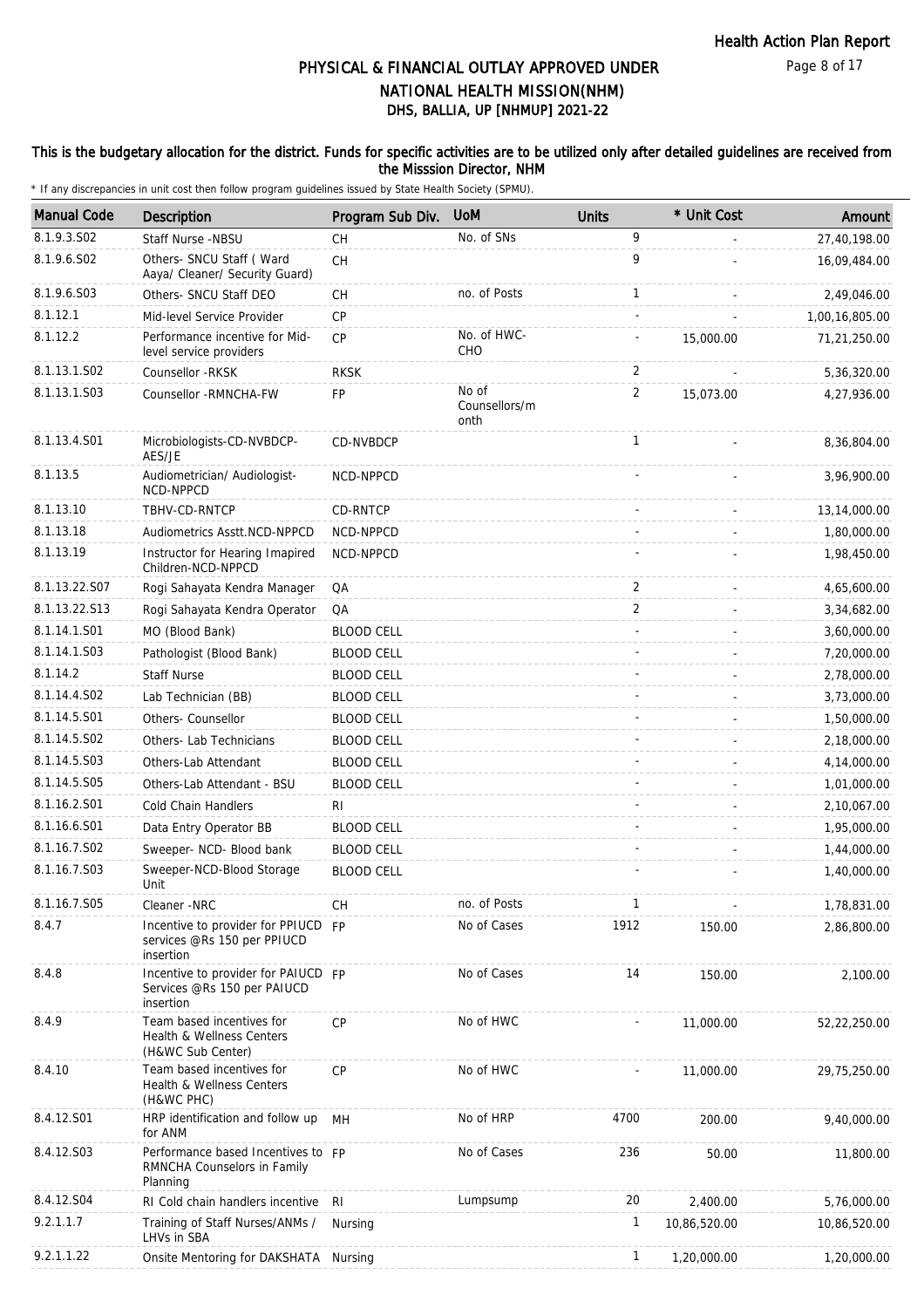# PHYSICAL & FINANCIAL OUTLAY APPROVED UNDER NATIONAL HEALTH MISSION(NHM)

## DHS, BALLIA, UP [NHMUP] 2021-22

### This is the budgetary allocation for the district. Funds for specific activities are to be utilized only after detailed guidelines are received from the Misssion Director, NHM

\* If any discrepancies in unit cost then follow program guidelines issued by State Health Society (SPMU).

| Manual Code | Description | Program Sub Div. | UoM | Units | * Unit Cost | Amount |
|---|---|---|---|---|---|---|
| 8.1.9.3.S02 | Staff Nurse -NBSU | CH | No. of SNs | 9 | - | 27,40,198.00 |
| 8.1.9.6.S02 | Others- SNCU Staff ( Ward Aaya/ Cleaner/ Security Guard) | CH | | 9 | - | 16,09,484.00 |
| 8.1.9.6.S03 | Others- SNCU Staff DEO | CH | no. of Posts | 1 | - | 2,49,046.00 |
| 8.1.12.1 | Mid-level Service Provider | CP | | - | - | 1,00,16,805.00 |
| 8.1.12.2 | Performance incentive for Mid-level service providers | CP | No. of HWC-CHO | - | 15,000.00 | 71,21,250.00 |
| 8.1.13.1.S02 | Counsellor -RKSK | RKSK | | 2 | - | 5,36,320.00 |
| 8.1.13.1.S03 | Counsellor -RMNCHA-FW | FP | No of Counsellors/month | 2 | 15,073.00 | 4,27,936.00 |
| 8.1.13.4.S01 | Microbiologists-CD-NVBDCP-AES/JE | CD-NVBDCP | | 1 | - | 8,36,804.00 |
| 8.1.13.5 | Audiometrician/ Audiologist-NCD-NPPCD | NCD-NPPCD | | - | - | 3,96,900.00 |
| 8.1.13.10 | TBHV-CD-RNTCP | CD-RNTCP | | - | - | 13,14,000.00 |
| 8.1.13.18 | Audiometrics Asstt.NCD-NPPCD | NCD-NPPCD | | - | - | 1,80,000.00 |
| 8.1.13.19 | Instructor for Hearing Imapired Children-NCD-NPPCD | NCD-NPPCD | | - | - | 1,98,450.00 |
| 8.1.13.22.S07 | Rogi Sahayata Kendra Manager | QA | | 2 | - | 4,65,600.00 |
| 8.1.13.22.S13 | Rogi Sahayata Kendra Operator | QA | | 2 | - | 3,34,682.00 |
| 8.1.14.1.S01 | MO (Blood Bank) | BLOOD CELL | | - | - | 3,60,000.00 |
| 8.1.14.1.S03 | Pathologist (Blood Bank) | BLOOD CELL | | - | - | 7,20,000.00 |
| 8.1.14.2 | Staff Nurse | BLOOD CELL | | - | - | 2,78,000.00 |
| 8.1.14.4.S02 | Lab Technician (BB) | BLOOD CELL | | - | - | 3,73,000.00 |
| 8.1.14.5.S01 | Others- Counsellor | BLOOD CELL | | - | - | 1,50,000.00 |
| 8.1.14.5.S02 | Others- Lab Technicians | BLOOD CELL | | - | - | 2,18,000.00 |
| 8.1.14.5.S03 | Others-Lab Attendant | BLOOD CELL | | - | - | 4,14,000.00 |
| 8.1.14.5.S05 | Others-Lab Attendant - BSU | BLOOD CELL | | - | - | 1,01,000.00 |
| 8.1.16.2.S01 | Cold Chain Handlers | RI | | - | - | 2,10,067.00 |
| 8.1.16.6.S01 | Data Entry Operator BB | BLOOD CELL | | - | - | 1,95,000.00 |
| 8.1.16.7.S02 | Sweeper- NCD- Blood bank | BLOOD CELL | | - | - | 1,44,000.00 |
| 8.1.16.7.S03 | Sweeper-NCD-Blood Storage Unit | BLOOD CELL | | - | - | 1,40,000.00 |
| 8.1.16.7.S05 | Cleaner -NRC | CH | no. of Posts | 1 | - | 1,78,831.00 |
| 8.4.7 | Incentive to provider for PPIUCD services @Rs 150 per PPIUCD insertion | FP | No of Cases | 1912 | 150.00 | 2,86,800.00 |
| 8.4.8 | Incentive to provider for PAIUCD Services @Rs 150 per PAIUCD insertion | FP | No of Cases | 14 | 150.00 | 2,100.00 |
| 8.4.9 | Team based incentives for Health & Wellness Centers (H&WC Sub Center) | CP | No of HWC | - | 11,000.00 | 52,22,250.00 |
| 8.4.10 | Team based incentives for Health & Wellness Centers (H&WC PHC) | CP | No of HWC | - | 11,000.00 | 29,75,250.00 |
| 8.4.12.S01 | HRP identification and follow up for ANM | MH | No of HRP | 4700 | 200.00 | 9,40,000.00 |
| 8.4.12.S03 | Performance based Incentives to RMNCHA Counselors in Family Planning | FP | No of Cases | 236 | 50.00 | 11,800.00 |
| 8.4.12.S04 | RI Cold chain handlers incentive | RI | Lumpsump | 20 | 2,400.00 | 5,76,000.00 |
| 9.2.1.1.7 | Training of Staff Nurses/ANMs / LHVs in SBA | Nursing | | 1 | 10,86,520.00 | 10,86,520.00 |
| 9.2.1.1.22 | Onsite Mentoring for DAKSHATA | Nursing | | 1 | 1,20,000.00 | 1,20,000.00 |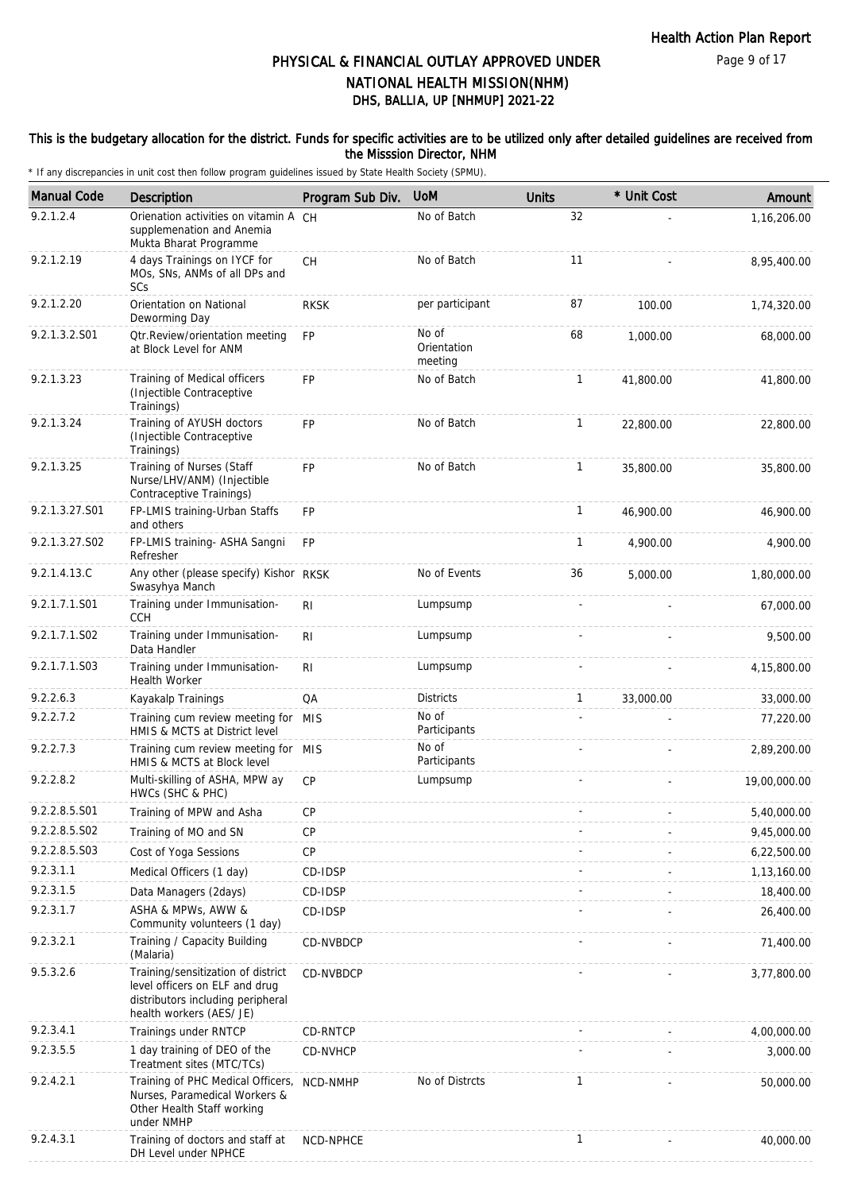# PHYSICAL & FINANCIAL OUTLAY APPROVED UNDER NATIONAL HEALTH MISSION(NHM)
## DHS, BALLIA, UP [NHMUP] 2021-22

**This is the budgetary allocation for the district. Funds for specific activities are to be utilized only after detailed guidelines are received from the Misssion Director, NHM**

\* If any discrepancies in unit cost then follow program guidelines issued by State Health Society (SPMU).

| Manual Code | Description | Program Sub Div. | UoM | Units | * Unit Cost | Amount |
|---|---|---|---|---|---|---|
| 9.2.1.2.4 | Orienation activities on vitamin A supplemenation and Anemia Mukta Bharat Programme | CH | No of Batch | 32 | - | 1,16,206.00 |
| 9.2.1.2.19 | 4 days Trainings on IYCF for MOs, SNs, ANMs of all DPs and SCs | CH | No of Batch | 11 | - | 8,95,400.00 |
| 9.2.1.2.20 | Orientation on National Deworming Day | RKSK | per participant | 87 | 100.00 | 1,74,320.00 |
| 9.2.1.3.2.S01 | Qtr.Review/orientation meeting at Block Level for ANM | FP | No of Orientation meeting | 68 | 1,000.00 | 68,000.00 |
| 9.2.1.3.23 | Training of Medical officers (Injectible Contraceptive Trainings) | FP | No of Batch | 1 | 41,800.00 | 41,800.00 |
| 9.2.1.3.24 | Training of AYUSH doctors (Injectible Contraceptive Trainings) | FP | No of Batch | 1 | 22,800.00 | 22,800.00 |
| 9.2.1.3.25 | Training of Nurses (Staff Nurse/LHV/ANM) (Injectible Contraceptive Trainings) | FP | No of Batch | 1 | 35,800.00 | 35,800.00 |
| 9.2.1.3.27.S01 | FP-LMIS training-Urban Staffs and others | FP | | 1 | 46,900.00 | 46,900.00 |
| 9.2.1.3.27.S02 | FP-LMIS training- ASHA Sangni Refresher | FP | | 1 | 4,900.00 | 4,900.00 |
| 9.2.1.4.13.C | Any other (please specify) Kishor Swasyhya Manch | RKSK | No of Events | 36 | 5,000.00 | 1,80,000.00 |
| 9.2.1.7.1.S01 | Training under Immunisation-CCH | RI | Lumpsump | - | - | 67,000.00 |
| 9.2.1.7.1.S02 | Training under Immunisation-Data Handler | RI | Lumpsump | - | - | 9,500.00 |
| 9.2.1.7.1.S03 | Training under Immunisation-Health Worker | RI | Lumpsump | - | - | 4,15,800.00 |
| 9.2.2.6.3 | Kayakalp Trainings | QA | Districts | 1 | 33,000.00 | 33,000.00 |
| 9.2.2.7.2 | Training cum review meeting for HMIS & MCTS at District level | MIS | No of Participants | - | - | 77,220.00 |
| 9.2.2.7.3 | Training cum review meeting for HMIS & MCTS at Block level | MIS | No of Participants | - | - | 2,89,200.00 |
| 9.2.2.8.2 | Multi-skilling of ASHA, MPW ay HWCs (SHC & PHC) | CP | Lumpsump | - | - | 19,00,000.00 |
| 9.2.2.8.5.S01 | Training of MPW and Asha | CP | | - | - | 5,40,000.00 |
| 9.2.2.8.5.S02 | Training of MO and SN | CP | | - | - | 9,45,000.00 |
| 9.2.2.8.5.S03 | Cost of Yoga Sessions | CP | | - | - | 6,22,500.00 |
| 9.2.3.1.1 | Medical Officers (1 day) | CD-IDSP | | - | - | 1,13,160.00 |
| 9.2.3.1.5 | Data Managers (2days) | CD-IDSP | | - | - | 18,400.00 |
| 9.2.3.1.7 | ASHA & MPWs, AWW & Community volunteers (1 day) | CD-IDSP | | - | - | 26,400.00 |
| 9.2.3.2.1 | Training / Capacity Building (Malaria) | CD-NVBDCP | | - | - | 71,400.00 |
| 9.5.3.2.6 | Training/sensitization of district level officers on ELF and drug distributors including peripheral health workers (AES/ JE) | CD-NVBDCP | | - | - | 3,77,800.00 |
| 9.2.3.4.1 | Trainings under RNTCP | CD-RNTCP | | - | - | 4,00,000.00 |
| 9.2.3.5.5 | 1 day training of DEO of the Treatment sites (MTC/TCs) | CD-NVHCP | | - | - | 3,000.00 |
| 9.2.4.2.1 | Training of PHC Medical Officers, Nurses, Paramedical Workers & Other Health Staff working under NMHP | NCD-NMHP | No of Distrcts | 1 | - | 50,000.00 |
| 9.2.4.3.1 | Training of doctors and staff at DH Level under NPHCE | NCD-NPHCE | | 1 | - | 40,000.00 |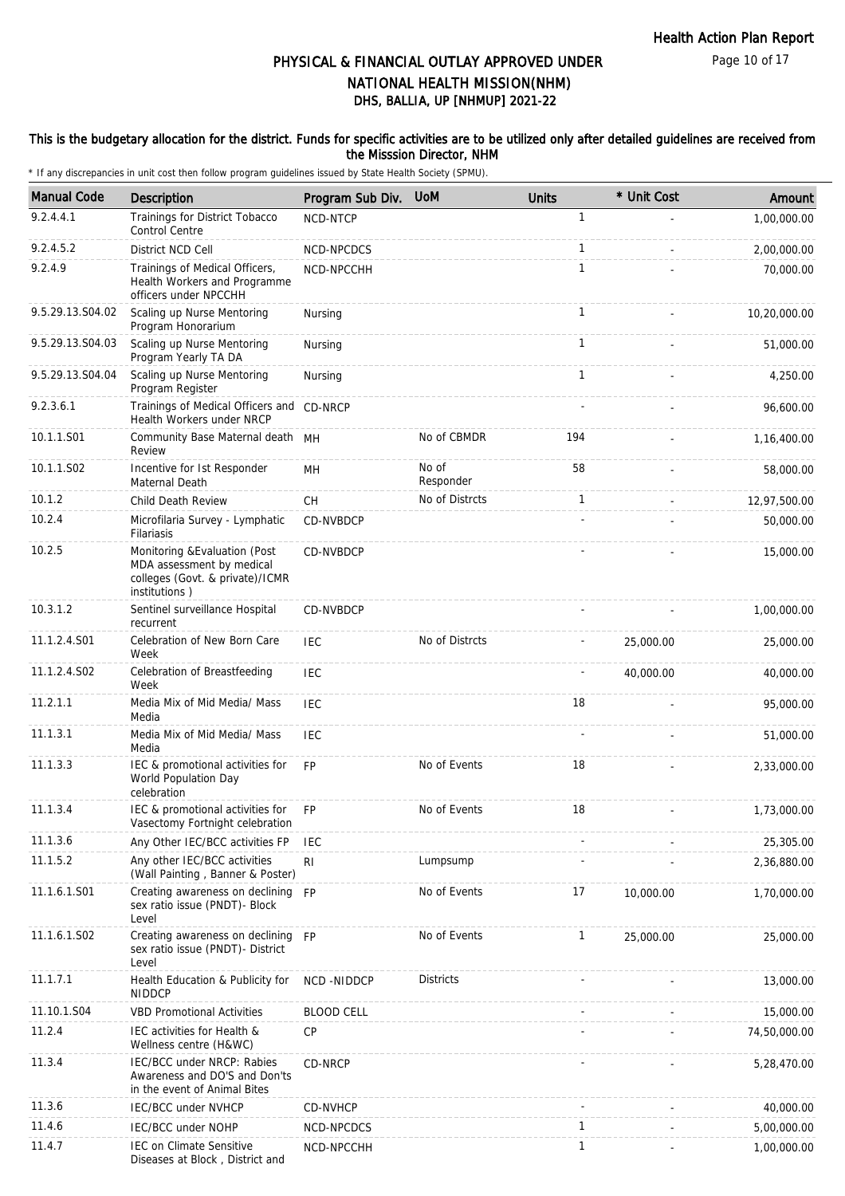# PHYSICAL & FINANCIAL OUTLAY APPROVED UNDER NATIONAL HEALTH MISSION(NHM)

## DHS, BALLIA, UP [NHMUP] 2021-22

**This is the budgetary allocation for the district. Funds for specific activities are to be utilized only after detailed guidelines are received from the Misssion Director, NHM**

\* If any discrepancies in unit cost then follow program guidelines issued by State Health Society (SPMU).

| Manual Code | Description | Program Sub Div. | UoM | Units | * Unit Cost | Amount |
|---|---|---|---|---|---|---|
| 9.2.4.4.1 | Trainings for District Tobacco Control Centre | NCD-NTCP | | 1 | - | 1,00,000.00 |
| 9.2.4.5.2 | District NCD Cell | NCD-NPCDCS | | 1 | - | 2,00,000.00 |
| 9.2.4.9 | Trainings of Medical Officers, Health Workers and Programme officers under NPCCHH | NCD-NPCCHH | | 1 | - | 70,000.00 |
| 9.5.29.13.S04.02 | Scaling up Nurse Mentoring Program Honorarium | Nursing | | 1 | - | 10,20,000.00 |
| 9.5.29.13.S04.03 | Scaling up Nurse Mentoring Program Yearly TA DA | Nursing | | 1 | - | 51,000.00 |
| 9.5.29.13.S04.04 | Scaling up Nurse Mentoring Program Register | Nursing | | 1 | - | 4,250.00 |
| 9.2.3.6.1 | Trainings of Medical Officers and Health Workers under NRCP | CD-NRCP | | - | - | 96,600.00 |
| 10.1.1.S01 | Community Base Maternal death Review | MH | No of CBMDR | 194 | - | 1,16,400.00 |
| 10.1.1.S02 | Incentive for Ist Responder Maternal Death | MH | No of Responder | 58 | - | 58,000.00 |
| 10.1.2 | Child Death Review | CH | No of Distrcts | 1 | - | 12,97,500.00 |
| 10.2.4 | Microfilaria Survey - Lymphatic Filariasis | CD-NVBDCP | | - | - | 50,000.00 |
| 10.2.5 | Monitoring &Evaluation (Post MDA assessment by medical colleges (Govt. & private)/ICMR institutions ) | CD-NVBDCP | | - | - | 15,000.00 |
| 10.3.1.2 | Sentinel surveillance Hospital recurrent | CD-NVBDCP | | - | - | 1,00,000.00 |
| 11.1.2.4.S01 | Celebration of New Born Care Week | IEC | No of Distrcts | - | 25,000.00 | 25,000.00 |
| 11.1.2.4.S02 | Celebration of Breastfeeding Week | IEC | | - | 40,000.00 | 40,000.00 |
| 11.2.1.1 | Media Mix of Mid Media/ Mass Media | IEC | | 18 | - | 95,000.00 |
| 11.1.3.1 | Media Mix of Mid Media/ Mass Media | IEC | | - | - | 51,000.00 |
| 11.1.3.3 | IEC & promotional activities for World Population Day celebration | FP | No of Events | 18 | - | 2,33,000.00 |
| 11.1.3.4 | IEC & promotional activities for Vasectomy Fortnight celebration | FP | No of Events | 18 | - | 1,73,000.00 |
| 11.1.3.6 | Any Other IEC/BCC activities FP | IEC | | - | - | 25,305.00 |
| 11.1.5.2 | Any other IEC/BCC activities (Wall Painting , Banner & Poster) | RI | Lumpsump | - | - | 2,36,880.00 |
| 11.1.6.1.S01 | Creating awareness on declining sex ratio issue (PNDT)- Block Level | FP | No of Events | 17 | 10,000.00 | 1,70,000.00 |
| 11.1.6.1.S02 | Creating awareness on declining sex ratio issue (PNDT)- District Level | FP | No of Events | 1 | 25,000.00 | 25,000.00 |
| 11.1.7.1 | Health Education & Publicity for NIDDCP | NCD -NIDDCP | Districts | - | - | 13,000.00 |
| 11.10.1.S04 | VBD Promotional Activities | BLOOD CELL | | - | - | 15,000.00 |
| 11.2.4 | IEC activities for Health & Wellness centre (H&WC) | CP | | - | - | 74,50,000.00 |
| 11.3.4 | IEC/BCC under NRCP: Rabies Awareness and DO'S and Don'ts in the event of Animal Bites | CD-NRCP | | - | - | 5,28,470.00 |
| 11.3.6 | IEC/BCC under NVHCP | CD-NVHCP | | - | - | 40,000.00 |
| 11.4.6 | IEC/BCC under NOHP | NCD-NPCDCS | | 1 | - | 5,00,000.00 |
| 11.4.7 | IEC on Climate Sensitive Diseases at Block , District and | NCD-NPCCHH | | 1 | - | 1,00,000.00 |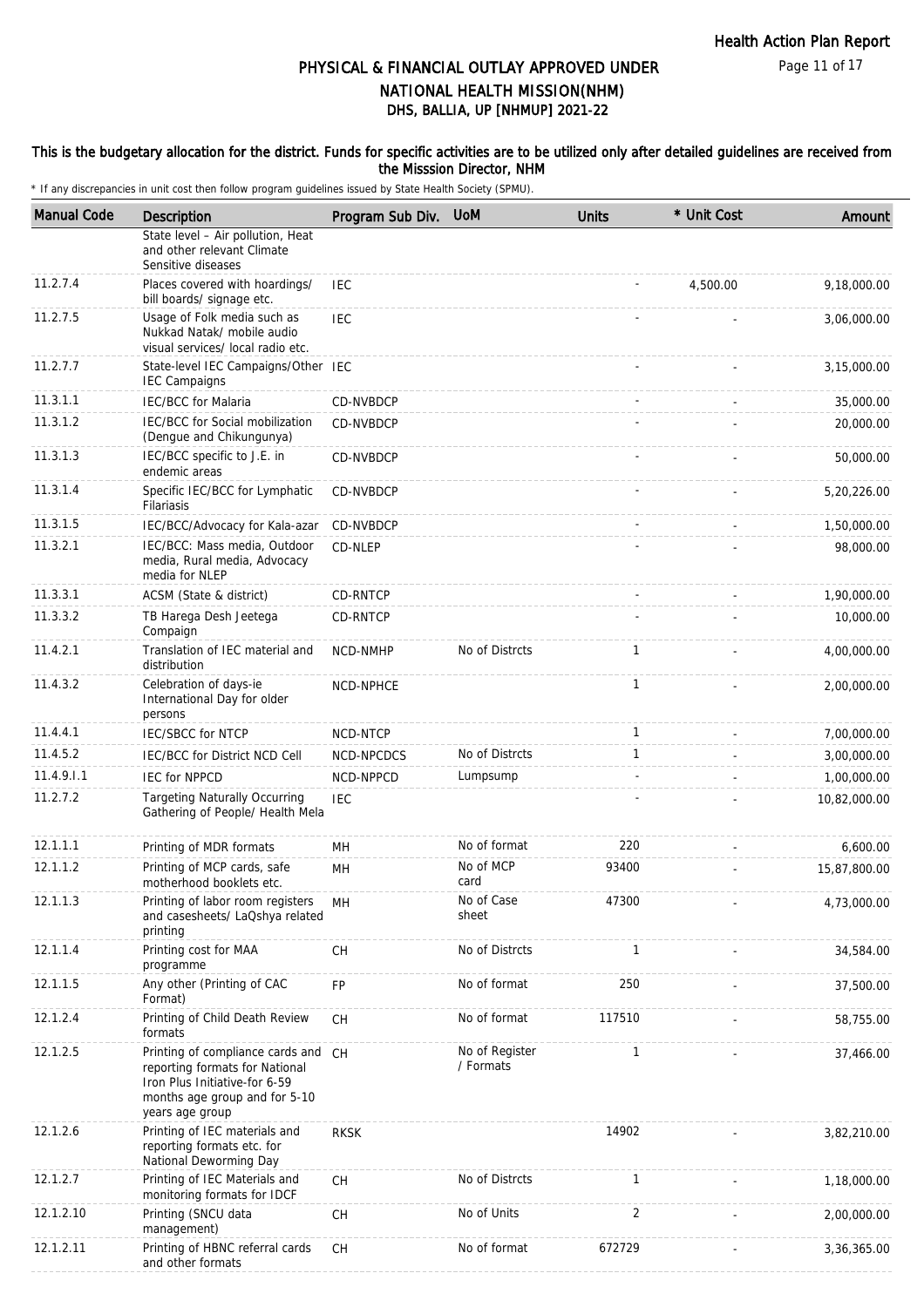# PHYSICAL & FINANCIAL OUTLAY APPROVED UNDER NATIONAL HEALTH MISSION(NHM)
## DHS, BALLIA, UP [NHMUP] 2021-22

**This is the budgetary allocation for the district. Funds for specific activities are to be utilized only after detailed guidelines are received from the Misssion Director, NHM**

\* If any discrepancies in unit cost then follow program guidelines issued by State Health Society (SPMU).

| Manual Code | Description | Program Sub Div. | UoM | Units | * Unit Cost | Amount |
|---|---|---|---|---|---|---|
| | State level – Air pollution, Heat and other relevant Climate Sensitive diseases | | | | | |
| 11.2.7.4 | Places covered with hoardings/ bill boards/ signage etc. | IEC | | - | 4,500.00 | 9,18,000.00 |
| 11.2.7.5 | Usage of Folk media such as Nukkad Natak/ mobile audio visual services/ local radio etc. | IEC | | - | - | 3,06,000.00 |
| 11.2.7.7 | State-level IEC Campaigns/Other IEC Campaigns | IEC | | - | - | 3,15,000.00 |
| 11.3.1.1 | IEC/BCC for Malaria | CD-NVBDCP | | - | - | 35,000.00 |
| 11.3.1.2 | IEC/BCC for Social mobilization (Dengue and Chikungunya) | CD-NVBDCP | | - | - | 20,000.00 |
| 11.3.1.3 | IEC/BCC specific to J.E. in endemic areas | CD-NVBDCP | | - | - | 50,000.00 |
| 11.3.1.4 | Specific IEC/BCC for Lymphatic Filariasis | CD-NVBDCP | | - | - | 5,20,226.00 |
| 11.3.1.5 | IEC/BCC/Advocacy for Kala-azar | CD-NVBDCP | | - | - | 1,50,000.00 |
| 11.3.2.1 | IEC/BCC: Mass media, Outdoor media, Rural media, Advocacy media for NLEP | CD-NLEP | | - | - | 98,000.00 |
| 11.3.3.1 | ACSM (State & district) | CD-RNTCP | | - | - | 1,90,000.00 |
| 11.3.3.2 | TB Harega Desh Jeetega Compaign | CD-RNTCP | | - | - | 10,000.00 |
| 11.4.2.1 | Translation of IEC material and distribution | NCD-NMHP | No of Distrcts | 1 | - | 4,00,000.00 |
| 11.4.3.2 | Celebration of days-ie International Day for older persons | NCD-NPHCE | | 1 | - | 2,00,000.00 |
| 11.4.4.1 | IEC/SBCC for NTCP | NCD-NTCP | | 1 | - | 7,00,000.00 |
| 11.4.5.2 | IEC/BCC for District NCD Cell | NCD-NPCDCS | No of Distrcts | 1 | - | 3,00,000.00 |
| 11.4.9.I.1 | IEC for NPPCD | NCD-NPPCD | Lumpsump | - | - | 1,00,000.00 |
| 11.2.7.2 | Targeting Naturally Occurring Gathering of People/ Health Mela | IEC | | - | - | 10,82,000.00 |
| 12.1.1.1 | Printing of MDR formats | MH | No of format | 220 | - | 6,600.00 |
| 12.1.1.2 | Printing of MCP cards, safe motherhood booklets etc. | MH | No of MCP card | 93400 | - | 15,87,800.00 |
| 12.1.1.3 | Printing of labor room registers and casesheets/ LaQshya related printing | MH | No of Case sheet | 47300 | - | 4,73,000.00 |
| 12.1.1.4 | Printing cost for MAA programme | CH | No of Distrcts | 1 | - | 34,584.00 |
| 12.1.1.5 | Any other (Printing of CAC Format) | FP | No of format | 250 | - | 37,500.00 |
| 12.1.2.4 | Printing of Child Death Review formats | CH | No of format | 117510 | - | 58,755.00 |
| 12.1.2.5 | Printing of compliance cards and reporting formats for National Iron Plus Initiative-for 6-59 months age group and for 5-10 years age group | CH | No of Register / Formats | 1 | - | 37,466.00 |
| 12.1.2.6 | Printing of IEC materials and reporting formats etc. for National Deworming Day | RKSK | | 14902 | - | 3,82,210.00 |
| 12.1.2.7 | Printing of IEC Materials and monitoring formats for IDCF | CH | No of Distrcts | 1 | - | 1,18,000.00 |
| 12.1.2.10 | Printing (SNCU data management) | CH | No of Units | 2 | - | 2,00,000.00 |
| 12.1.2.11 | Printing of HBNC referral cards and other formats | CH | No of format | 672729 | - | 3,36,365.00 |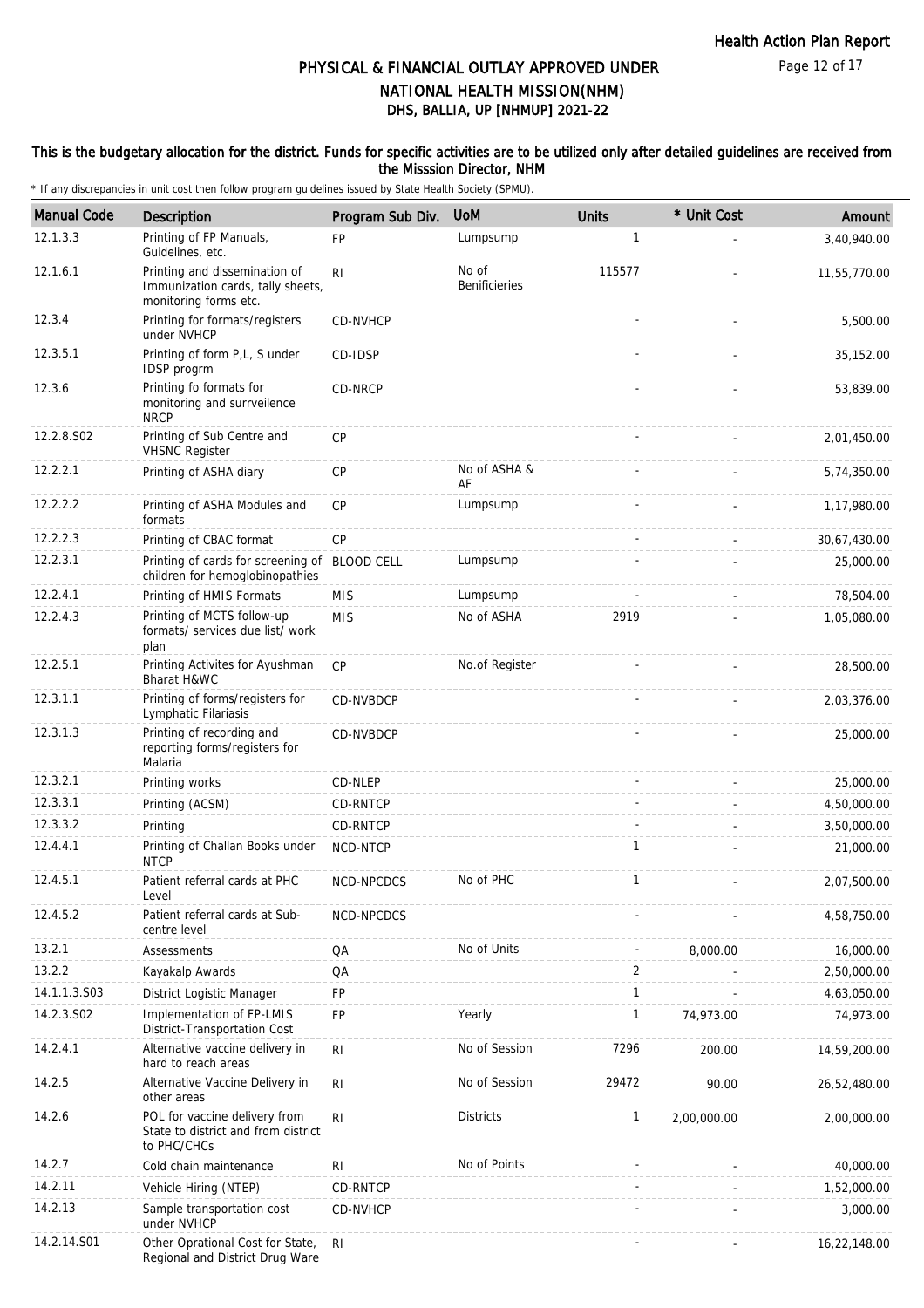# PHYSICAL & FINANCIAL OUTLAY APPROVED UNDER NATIONAL HEALTH MISSION(NHM)

## DHS, BALLIA, UP [NHMUP] 2021-22

**This is the budgetary allocation for the district. Funds for specific activities are to be utilized only after detailed guidelines are received from the Misssion Director, NHM**

\* If any discrepancies in unit cost then follow program guidelines issued by State Health Society (SPMU).

| Manual Code | Description | Program Sub Div. | UoM | Units | * Unit Cost | Amount |
|---|---|---|---|---|---|---|
| 12.1.3.3 | Printing of FP Manuals, Guidelines, etc. | FP | Lumpsump | 1 | - | 3,40,940.00 |
| 12.1.6.1 | Printing and dissemination of Immunization cards, tally sheets, monitoring forms etc. | RI | No of Benificieries | 115577 | - | 11,55,770.00 |
| 12.3.4 | Printing for formats/registers under NVHCP | CD-NVHCP | | - | - | 5,500.00 |
| 12.3.5.1 | Printing of form P,L, S under IDSP progrm | CD-IDSP | | - | - | 35,152.00 |
| 12.3.6 | Printing fo formats for monitoring and surrveilence NRCP | CD-NRCP | | - | - | 53,839.00 |
| 12.2.8.S02 | Printing of Sub Centre and VHSNC Register | CP | | - | - | 2,01,450.00 |
| 12.2.2.1 | Printing of ASHA diary | CP | No of ASHA & AF | - | - | 5,74,350.00 |
| 12.2.2.2 | Printing of ASHA Modules and formats | CP | Lumpsump | - | - | 1,17,980.00 |
| 12.2.2.3 | Printing of CBAC format | CP | | - | - | 30,67,430.00 |
| 12.2.3.1 | Printing of cards for screening of children for hemoglobinopathies | BLOOD CELL | Lumpsump | - | - | 25,000.00 |
| 12.2.4.1 | Printing of HMIS Formats | MIS | Lumpsump | - | - | 78,504.00 |
| 12.2.4.3 | Printing of MCTS follow-up formats/ services due list/ work plan | MIS | No of ASHA | 2919 | - | 1,05,080.00 |
| 12.2.5.1 | Printing Activites for Ayushman Bharat H&WC | CP | No.of Register | - | - | 28,500.00 |
| 12.3.1.1 | Printing of forms/registers for Lymphatic Filariasis | CD-NVBDCP | | - | - | 2,03,376.00 |
| 12.3.1.3 | Printing of recording and reporting forms/registers for Malaria | CD-NVBDCP | | - | - | 25,000.00 |
| 12.3.2.1 | Printing works | CD-NLEP | | - | - | 25,000.00 |
| 12.3.3.1 | Printing (ACSM) | CD-RNTCP | | - | - | 4,50,000.00 |
| 12.3.3.2 | Printing | CD-RNTCP | | - | - | 3,50,000.00 |
| 12.4.4.1 | Printing of Challan Books under NTCP | NCD-NTCP | | 1 | - | 21,000.00 |
| 12.4.5.1 | Patient referral cards at PHC Level | NCD-NPCDCS | No of PHC | 1 | - | 2,07,500.00 |
| 12.4.5.2 | Patient referral cards at Sub-centre level | NCD-NPCDCS | | - | - | 4,58,750.00 |
| 13.2.1 | Assessments | QA | No of Units | - | 8,000.00 | 16,000.00 |
| 13.2.2 | Kayakalp Awards | QA | | 2 | - | 2,50,000.00 |
| 14.1.1.3.S03 | District Logistic Manager | FP | | 1 | - | 4,63,050.00 |
| 14.2.3.S02 | Implementation of FP-LMIS District-Transportation Cost | FP | Yearly | 1 | 74,973.00 | 74,973.00 |
| 14.2.4.1 | Alternative vaccine delivery in hard to reach areas | RI | No of Session | 7296 | 200.00 | 14,59,200.00 |
| 14.2.5 | Alternative Vaccine Delivery in other areas | RI | No of Session | 29472 | 90.00 | 26,52,480.00 |
| 14.2.6 | POL for vaccine delivery from State to district and from district to PHC/CHCs | RI | Districts | 1 | 2,00,000.00 | 2,00,000.00 |
| 14.2.7 | Cold chain maintenance | RI | No of Points | - | - | 40,000.00 |
| 14.2.11 | Vehicle Hiring (NTEP) | CD-RNTCP | | - | - | 1,52,000.00 |
| 14.2.13 | Sample transportation cost under NVHCP | CD-NVHCP | | - | - | 3,000.00 |
| 14.2.14.S01 | Other Oprational Cost for State, Regional and District Drug Ware | RI | | - | - | 16,22,148.00 |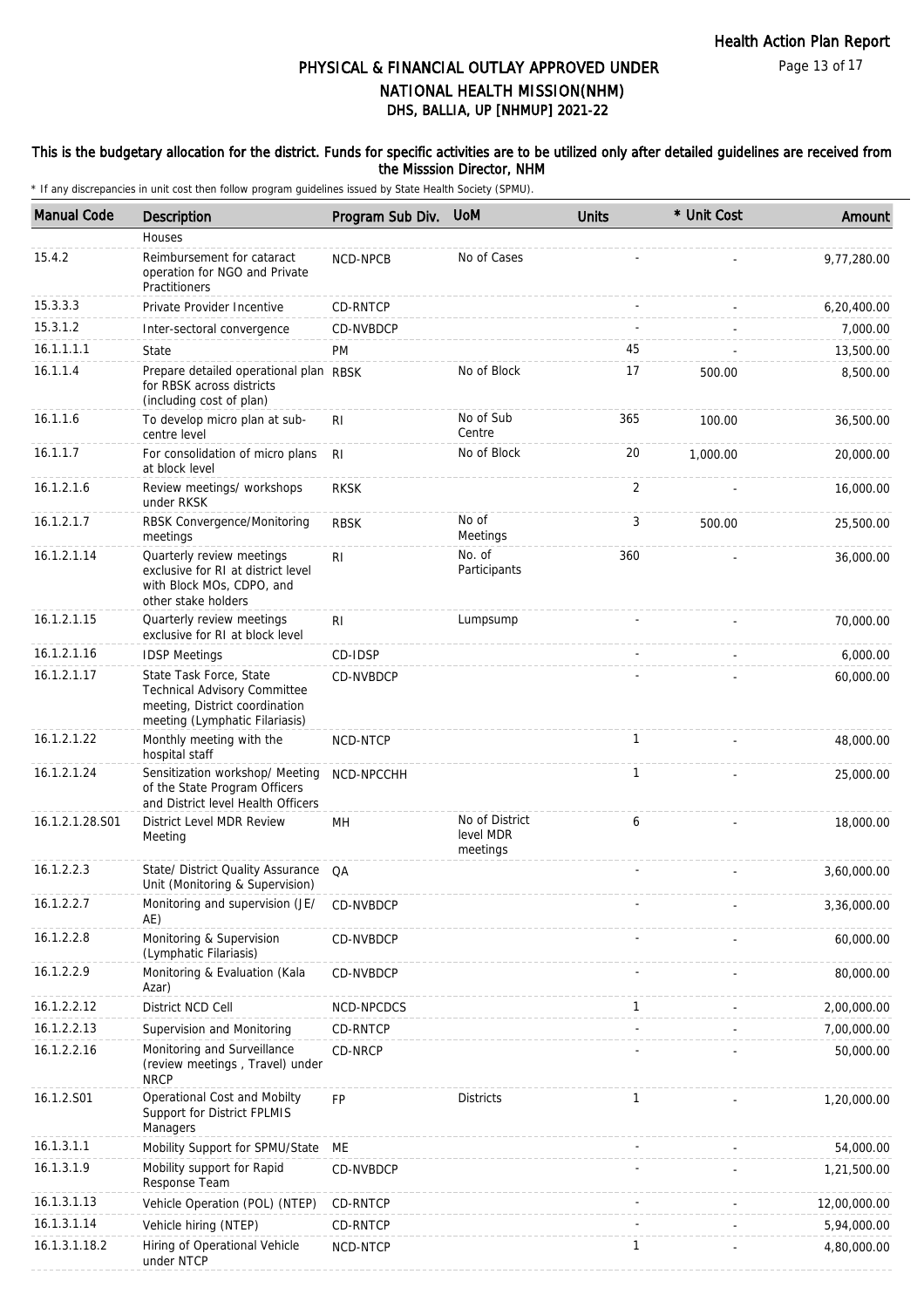# PHYSICAL & FINANCIAL OUTLAY APPROVED UNDER NATIONAL HEALTH MISSION(NHM)
## DHS, BALLIA, UP [NHMUP] 2021-22

### This is the budgetary allocation for the district. Funds for specific activities are to be utilized only after detailed guidelines are received from the Misssion Director, NHM

\* If any discrepancies in unit cost then follow program guidelines issued by State Health Society (SPMU).

| Manual Code | Description | Program Sub Div. | UoM | Units | * Unit Cost | Amount |
|---|---|---|---|---|---|---|
| | Houses | | | | | |
| 15.4.2 | Reimbursement for cataract operation for NGO and Private Practitioners | NCD-NPCB | No of Cases | - | - | 9,77,280.00 |
| 15.3.3.3 | Private Provider Incentive | CD-RNTCP | | - | - | 6,20,400.00 |
| 15.3.1.2 | Inter-sectoral convergence | CD-NVBDCP | | - | - | 7,000.00 |
| 16.1.1.1.1 | State | PM | | 45 | - | 13,500.00 |
| 16.1.1.4 | Prepare detailed operational plan for RBSK across districts (including cost of plan) | RBSK | No of Block | 17 | 500.00 | 8,500.00 |
| 16.1.1.6 | To develop micro plan at sub-centre level | RI | No of Sub Centre | 365 | 100.00 | 36,500.00 |
| 16.1.1.7 | For consolidation of micro plans at block level | RI | No of Block | 20 | 1,000.00 | 20,000.00 |
| 16.1.2.1.6 | Review meetings/ workshops under RKSK | RKSK | | 2 | - | 16,000.00 |
| 16.1.2.1.7 | RBSK Convergence/Monitoring meetings | RBSK | No of Meetings | 3 | 500.00 | 25,500.00 |
| 16.1.2.1.14 | Quarterly review meetings exclusive for RI at district level with Block MOs, CDPO, and other stake holders | RI | No. of Participants | 360 | - | 36,000.00 |
| 16.1.2.1.15 | Quarterly review meetings exclusive for RI at block level | RI | Lumpsump | - | - | 70,000.00 |
| 16.1.2.1.16 | IDSP Meetings | CD-IDSP | | - | - | 6,000.00 |
| 16.1.2.1.17 | State Task Force, State Technical Advisory Committee meeting, District coordination meeting (Lymphatic Filariasis) | CD-NVBDCP | | - | - | 60,000.00 |
| 16.1.2.1.22 | Monthly meeting with the hospital staff | NCD-NTCP | | 1 | - | 48,000.00 |
| 16.1.2.1.24 | Sensitization workshop/ Meeting of the State Program Officers and District level Health Officers | NCD-NPCCHH | | 1 | - | 25,000.00 |
| 16.1.2.1.28.S01 | District Level MDR Review Meeting | MH | No of District level MDR meetings | 6 | - | 18,000.00 |
| 16.1.2.2.3 | State/ District Quality Assurance Unit (Monitoring & Supervision) | QA | | - | - | 3,60,000.00 |
| 16.1.2.2.7 | Monitoring and supervision (JE/ AE) | CD-NVBDCP | | - | - | 3,36,000.00 |
| 16.1.2.2.8 | Monitoring & Supervision (Lymphatic Filariasis) | CD-NVBDCP | | - | - | 60,000.00 |
| 16.1.2.2.9 | Monitoring & Evaluation (Kala Azar) | CD-NVBDCP | | - | - | 80,000.00 |
| 16.1.2.2.12 | District NCD Cell | NCD-NPCDCS | | 1 | - | 2,00,000.00 |
| 16.1.2.2.13 | Supervision and Monitoring | CD-RNTCP | | - | - | 7,00,000.00 |
| 16.1.2.2.16 | Monitoring and Surveillance (review meetings , Travel) under NRCP | CD-NRCP | | - | - | 50,000.00 |
| 16.1.2.S01 | Operational Cost and Mobilty Support for District FPLMIS Managers | FP | Districts | 1 | - | 1,20,000.00 |
| 16.1.3.1.1 | Mobility Support for SPMU/State | ME | | - | - | 54,000.00 |
| 16.1.3.1.9 | Mobility support for Rapid Response Team | CD-NVBDCP | | - | - | 1,21,500.00 |
| 16.1.3.1.13 | Vehicle Operation (POL) (NTEP) | CD-RNTCP | | - | - | 12,00,000.00 |
| 16.1.3.1.14 | Vehicle hiring (NTEP) | CD-RNTCP | | - | - | 5,94,000.00 |
| 16.1.3.1.18.2 | Hiring of Operational Vehicle under NTCP | NCD-NTCP | | 1 | - | 4,80,000.00 |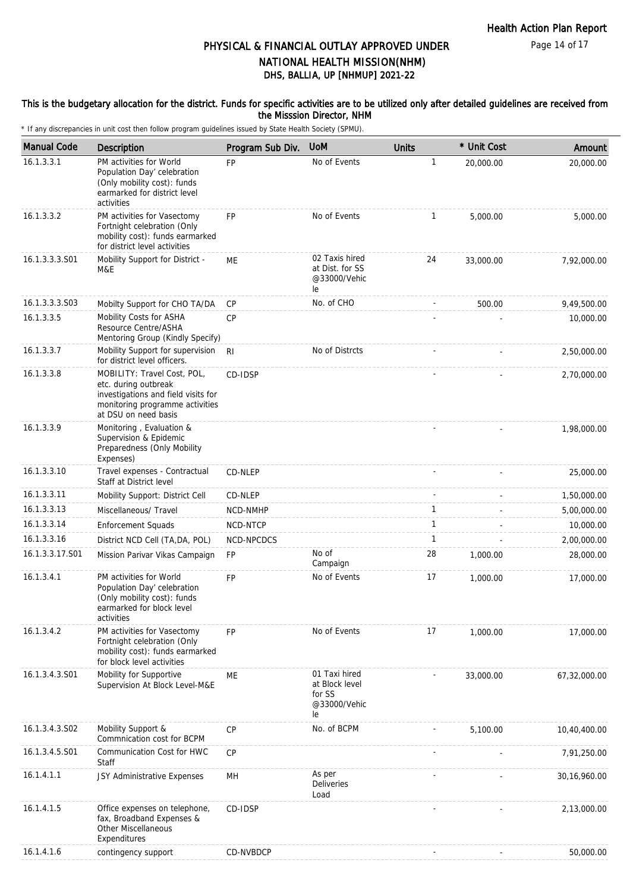# PHYSICAL & FINANCIAL OUTLAY APPROVED UNDER NATIONAL HEALTH MISSION(NHM)
## DHS, BALLIA, UP [NHMUP] 2021-22

**This is the budgetary allocation for the district. Funds for specific activities are to be utilized only after detailed guidelines are received from the Misssion Director, NHM**

\* If any discrepancies in unit cost then follow program guidelines issued by State Health Society (SPMU).

| Manual Code | Description | Program Sub Div. | UoM | Units | * Unit Cost | Amount |
|---|---|---|---|---|---|---|
| 16.1.3.3.1 | PM activities for World Population Day' celebration (Only mobility cost): funds earmarked for district level activities | FP | No of Events | 1 | 20,000.00 | 20,000.00 |
| 16.1.3.3.2 | PM activities for Vasectomy Fortnight celebration (Only mobility cost): funds earmarked for district level activities | FP | No of Events | 1 | 5,000.00 | 5,000.00 |
| 16.1.3.3.3.S01 | Mobility Support for District - M&E | ME | 02 Taxis hired at Dist. for SS @33000/Vehicle | 24 | 33,000.00 | 7,92,000.00 |
| 16.1.3.3.3.S03 | Mobilty Support for CHO TA/DA | CP | No. of CHO | - | 500.00 | 9,49,500.00 |
| 16.1.3.3.5 | Mobility Costs for ASHA Resource Centre/ASHA Mentoring Group (Kindly Specify) | CP | | - | - | 10,000.00 |
| 16.1.3.3.7 | Mobility Support for supervision for district level officers. | RI | No of Distrcts | - | - | 2,50,000.00 |
| 16.1.3.3.8 | MOBILITY: Travel Cost, POL, etc. during outbreak investigations and field visits for monitoring programme activities at DSU on need basis | CD-IDSP | | - | - | 2,70,000.00 |
| 16.1.3.3.9 | Monitoring , Evaluation & Supervision & Epidemic Preparedness (Only Mobility Expenses) | | | - | - | 1,98,000.00 |
| 16.1.3.3.10 | Travel expenses - Contractual Staff at District level | CD-NLEP | | - | - | 25,000.00 |
| 16.1.3.3.11 | Mobility Support: District Cell | CD-NLEP | | - | - | 1,50,000.00 |
| 16.1.3.3.13 | Miscellaneous/ Travel | NCD-NMHP | | 1 | - | 5,00,000.00 |
| 16.1.3.3.14 | Enforcement Squads | NCD-NTCP | | 1 | - | 10,000.00 |
| 16.1.3.3.16 | District NCD Cell (TA,DA, POL) | NCD-NPCDCS | | 1 | - | 2,00,000.00 |
| 16.1.3.3.17.S01 | Mission Parivar Vikas Campaign | FP | No of Campaign | 28 | 1,000.00 | 28,000.00 |
| 16.1.3.4.1 | PM activities for World Population Day' celebration (Only mobility cost): funds earmarked for block level activities | FP | No of Events | 17 | 1,000.00 | 17,000.00 |
| 16.1.3.4.2 | PM activities for Vasectomy Fortnight celebration (Only mobility cost): funds earmarked for block level activities | FP | No of Events | 17 | 1,000.00 | 17,000.00 |
| 16.1.3.4.3.S01 | Mobility for Supportive Supervision At Block Level-M&E | ME | 01 Taxi hired at Block level for SS @33000/Vehicle | - | 33,000.00 | 67,32,000.00 |
| 16.1.3.4.3.S02 | Mobility Support & Commnication cost for BCPM | CP | No. of BCPM | - | 5,100.00 | 10,40,400.00 |
| 16.1.3.4.5.S01 | Communication Cost for HWC Staff | CP | | - | - | 7,91,250.00 |
| 16.1.4.1.1 | JSY Administrative Expenses | MH | As per Deliveries Load | - | - | 30,16,960.00 |
| 16.1.4.1.5 | Office expenses on telephone, fax, Broadband Expenses & Other Miscellaneous Expenditures | CD-IDSP | | - | - | 2,13,000.00 |
| 16.1.4.1.6 | contingency support | CD-NVBDCP | | - | - | 50,000.00 |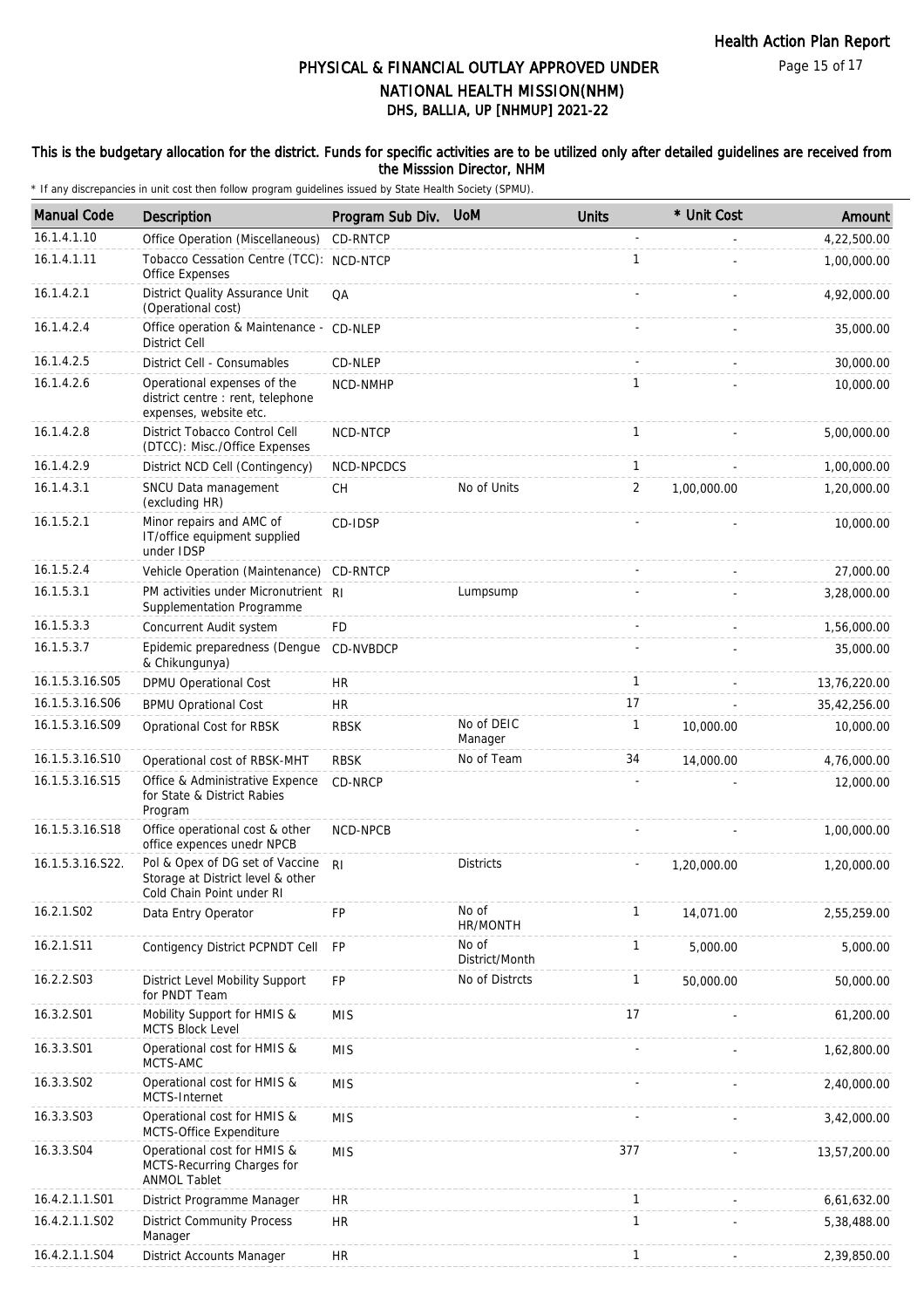# PHYSICAL & FINANCIAL OUTLAY APPROVED UNDER NATIONAL HEALTH MISSION(NHM)

## DHS, BALLIA, UP [NHMUP] 2021-22

**This is the budgetary allocation for the district. Funds for specific activities are to be utilized only after detailed guidelines are received from the Misssion Director, NHM**

\* If any discrepancies in unit cost then follow program guidelines issued by State Health Society (SPMU).

| Manual Code | Description | Program Sub Div. | UoM | Units | * Unit Cost | Amount |
|---|---|---|---|---|---|---|
| 16.1.4.1.10 | Office Operation (Miscellaneous) | CD-RNTCP | | - | - | 4,22,500.00 |
| 16.1.4.1.11 | Tobacco Cessation Centre (TCC): Office Expenses | NCD-NTCP | | 1 | - | 1,00,000.00 |
| 16.1.4.2.1 | District Quality Assurance Unit (Operational cost) | QA | | - | - | 4,92,000.00 |
| 16.1.4.2.4 | Office operation & Maintenance - District Cell | CD-NLEP | | - | - | 35,000.00 |
| 16.1.4.2.5 | District Cell - Consumables | CD-NLEP | | - | - | 30,000.00 |
| 16.1.4.2.6 | Operational expenses of the district centre : rent, telephone expenses, website etc. | NCD-NMHP | | 1 | - | 10,000.00 |
| 16.1.4.2.8 | District Tobacco Control Cell (DTCC): Misc./Office Expenses | NCD-NTCP | | 1 | - | 5,00,000.00 |
| 16.1.4.2.9 | District NCD Cell (Contingency) | NCD-NPCDCS | | 1 | - | 1,00,000.00 |
| 16.1.4.3.1 | SNCU Data management (excluding HR) | CH | No of Units | 2 | 1,00,000.00 | 1,20,000.00 |
| 16.1.5.2.1 | Minor repairs and AMC of IT/office equipment supplied under IDSP | CD-IDSP | | - | - | 10,000.00 |
| 16.1.5.2.4 | Vehicle Operation (Maintenance) | CD-RNTCP | | - | - | 27,000.00 |
| 16.1.5.3.1 | PM activities under Micronutrient Supplementation Programme | RI | Lumpsump | - | - | 3,28,000.00 |
| 16.1.5.3.3 | Concurrent Audit system | FD | | - | - | 1,56,000.00 |
| 16.1.5.3.7 | Epidemic preparedness (Dengue & Chikungunya) | CD-NVBDCP | | - | - | 35,000.00 |
| 16.1.5.3.16.S05 | DPMU Operational Cost | HR | | 1 | - | 13,76,220.00 |
| 16.1.5.3.16.S06 | BPMU Oprational Cost | HR | | 17 | - | 35,42,256.00 |
| 16.1.5.3.16.S09 | Oprational Cost for RBSK | RBSK | No of DEIC Manager | 1 | 10,000.00 | 10,000.00 |
| 16.1.5.3.16.S10 | Operational cost of RBSK-MHT | RBSK | No of Team | 34 | 14,000.00 | 4,76,000.00 |
| 16.1.5.3.16.S15 | Office & Administrative Expence for State & District Rabies Program | CD-NRCP | | - | - | 12,000.00 |
| 16.1.5.3.16.S18 | Office operational cost & other office expences unedr NPCB | NCD-NPCB | | - | - | 1,00,000.00 |
| 16.1.5.3.16.S22. | Pol & Opex of DG set of Vaccine Storage at District level & other Cold Chain Point under RI | RI | Districts | - | 1,20,000.00 | 1,20,000.00 |
| 16.2.1.S02 | Data Entry Operator | FP | No of HR/MONTH | 1 | 14,071.00 | 2,55,259.00 |
| 16.2.1.S11 | Contigency District PCPNDT Cell | FP | No of District/Month | 1 | 5,000.00 | 5,000.00 |
| 16.2.2.S03 | District Level Mobility Support for PNDT Team | FP | No of Distrcts | 1 | 50,000.00 | 50,000.00 |
| 16.3.2.S01 | Mobility Support for HMIS & MCTS Block Level | MIS | | 17 | - | 61,200.00 |
| 16.3.3.S01 | Operational cost for HMIS & MCTS-AMC | MIS | | - | - | 1,62,800.00 |
| 16.3.3.S02 | Operational cost for HMIS & MCTS-Internet | MIS | | - | - | 2,40,000.00 |
| 16.3.3.S03 | Operational cost for HMIS & MCTS-Office Expenditure | MIS | | - | - | 3,42,000.00 |
| 16.3.3.S04 | Operational cost for HMIS & MCTS-Recurring Charges for ANMOL Tablet | MIS | | 377 | - | 13,57,200.00 |
| 16.4.2.1.1.S01 | District Programme Manager | HR | | 1 | - | 6,61,632.00 |
| 16.4.2.1.1.S02 | District Community Process Manager | HR | | 1 | - | 5,38,488.00 |
| 16.4.2.1.1.S04 | District Accounts Manager | HR | | 1 | - | 2,39,850.00 |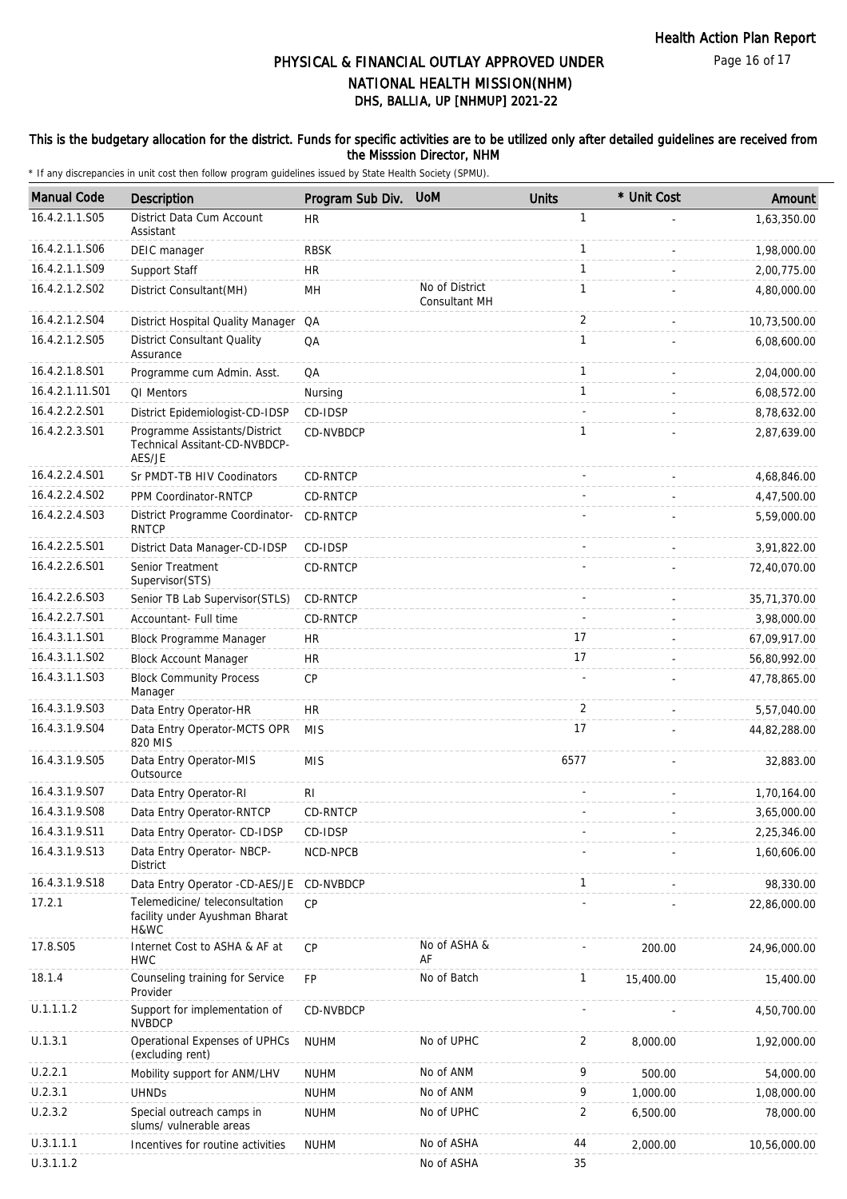# PHYSICAL & FINANCIAL OUTLAY APPROVED UNDER NATIONAL HEALTH MISSION(NHM)

## DHS, BALLIA, UP [NHMUP] 2021-22

**This is the budgetary allocation for the district. Funds for specific activities are to be utilized only after detailed guidelines are received from the Misssion Director, NHM**

\* If any discrepancies in unit cost then follow program guidelines issued by State Health Society (SPMU).

| Manual Code | Description | Program Sub Div. | UoM | Units | * Unit Cost | Amount |
|---|---|---|---|---|---|---|
| 16.4.2.1.1.S05 | District Data Cum Account Assistant | HR | | 1 | - | 1,63,350.00 |
| 16.4.2.1.1.S06 | DEIC manager | RBSK | | 1 | - | 1,98,000.00 |
| 16.4.2.1.1.S09 | Support Staff | HR | | 1 | - | 2,00,775.00 |
| 16.4.2.1.2.S02 | District Consultant(MH) | MH | No of District Consultant MH | 1 | - | 4,80,000.00 |
| 16.4.2.1.2.S04 | District Hospital Quality Manager | QA | | 2 | - | 10,73,500.00 |
| 16.4.2.1.2.S05 | District Consultant Quality Assurance | QA | | 1 | - | 6,08,600.00 |
| 16.4.2.1.8.S01 | Programme cum Admin. Asst. | QA | | 1 | - | 2,04,000.00 |
| 16.4.2.1.11.S01 | QI Mentors | Nursing | | 1 | - | 6,08,572.00 |
| 16.4.2.2.2.S01 | District Epidemiologist-CD-IDSP | CD-IDSP | | - | - | 8,78,632.00 |
| 16.4.2.2.3.S01 | Programme Assistants/District Technical Assitant-CD-NVBDCP-AES/JE | CD-NVBDCP | | 1 | - | 2,87,639.00 |
| 16.4.2.2.4.S01 | Sr PMDT-TB HIV Coodinators | CD-RNTCP | | - | - | 4,68,846.00 |
| 16.4.2.2.4.S02 | PPM Coordinator-RNTCP | CD-RNTCP | | - | - | 4,47,500.00 |
| 16.4.2.2.4.S03 | District Programme Coordinator-RNTCP | CD-RNTCP | | - | - | 5,59,000.00 |
| 16.4.2.2.5.S01 | District Data Manager-CD-IDSP | CD-IDSP | | - | - | 3,91,822.00 |
| 16.4.2.2.6.S01 | Senior Treatment Supervisor(STS) | CD-RNTCP | | - | - | 72,40,070.00 |
| 16.4.2.2.6.S03 | Senior TB Lab Supervisor(STLS) | CD-RNTCP | | - | - | 35,71,370.00 |
| 16.4.2.2.7.S01 | Accountant- Full time | CD-RNTCP | | - | - | 3,98,000.00 |
| 16.4.3.1.1.S01 | Block Programme Manager | HR | | 17 | - | 67,09,917.00 |
| 16.4.3.1.1.S02 | Block Account Manager | HR | | 17 | - | 56,80,992.00 |
| 16.4.3.1.1.S03 | Block Community Process Manager | CP | | - | - | 47,78,865.00 |
| 16.4.3.1.9.S03 | Data Entry Operator-HR | HR | | 2 | - | 5,57,040.00 |
| 16.4.3.1.9.S04 | Data Entry Operator-MCTS OPR 820 MIS | MIS | | 17 | - | 44,82,288.00 |
| 16.4.3.1.9.S05 | Data Entry Operator-MIS Outsource | MIS | | 6577 | - | 32,883.00 |
| 16.4.3.1.9.S07 | Data Entry Operator-RI | RI | | - | - | 1,70,164.00 |
| 16.4.3.1.9.S08 | Data Entry Operator-RNTCP | CD-RNTCP | | - | - | 3,65,000.00 |
| 16.4.3.1.9.S11 | Data Entry Operator- CD-IDSP | CD-IDSP | | - | - | 2,25,346.00 |
| 16.4.3.1.9.S13 | Data Entry Operator- NBCP-District | NCD-NPCB | | - | - | 1,60,606.00 |
| 16.4.3.1.9.S18 | Data Entry Operator -CD-AES/JE | CD-NVBDCP | | 1 | - | 98,330.00 |
| 17.2.1 | Telemedicine/ teleconsultation facility under Ayushman Bharat H&WC | CP | | - | - | 22,86,000.00 |
| 17.8.S05 | Internet Cost to ASHA & AF at HWC | CP | No of ASHA & AF | - | 200.00 | 24,96,000.00 |
| 18.1.4 | Counseling training for Service Provider | FP | No of Batch | 1 | 15,400.00 | 15,400.00 |
| U.1.1.1.2 | Support for implementation of NVBDCP | CD-NVBDCP | | - | - | 4,50,700.00 |
| U.1.3.1 | Operational Expenses of UPHCs (excluding rent) | NUHM | No of UPHC | 2 | 8,000.00 | 1,92,000.00 |
| U.2.2.1 | Mobility support for ANM/LHV | NUHM | No of ANM | 9 | 500.00 | 54,000.00 |
| U.2.3.1 | UHNDs | NUHM | No of ANM | 9 | 1,000.00 | 1,08,000.00 |
| U.2.3.2 | Special outreach camps in slums/ vulnerable areas | NUHM | No of UPHC | 2 | 6,500.00 | 78,000.00 |
| U.3.1.1.1 | Incentives for routine activities | NUHM | No of ASHA | 44 | 2,000.00 | 10,56,000.00 |
| U.3.1.1.2 | | | No of ASHA | 35 | | |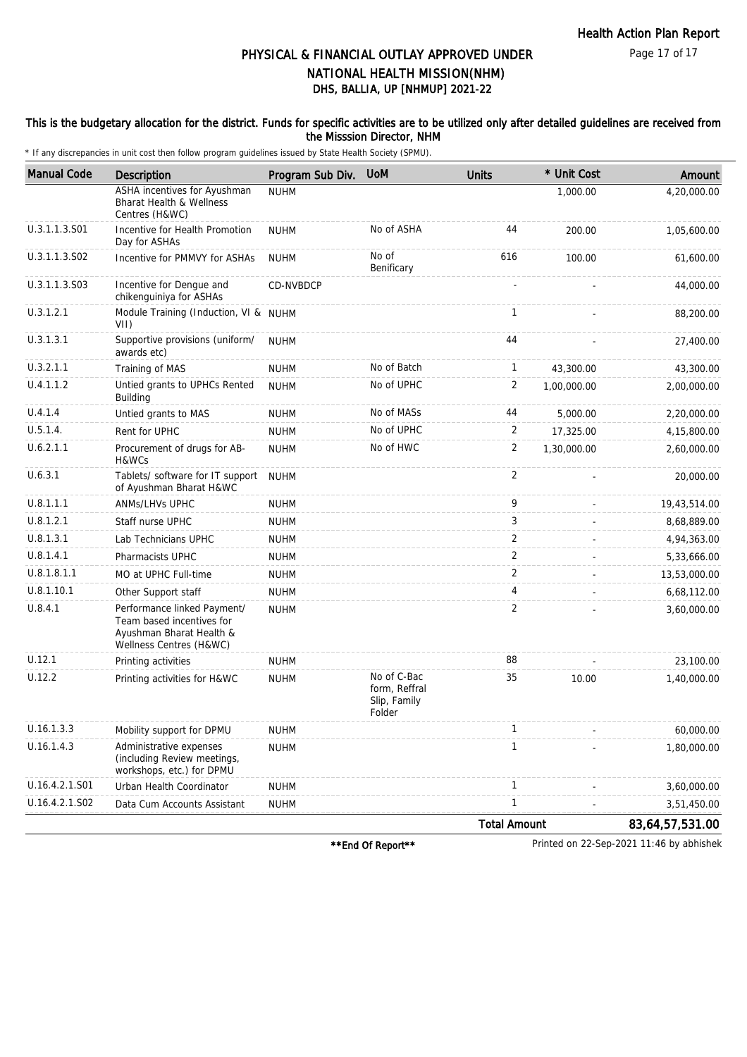Health Action Plan Report

# PHYSICAL & FINANCIAL OUTLAY APPROVED UNDER NATIONAL HEALTH MISSION(NHM)

## DHS, BALLIA, UP [NHMUP] 2021-22

**This is the budgetary allocation for the district. Funds for specific activities are to be utilized only after detailed guidelines are received from the Misssion Director, NHM**

* If any discrepancies in unit cost then follow program guidelines issued by State Health Society (SPMU).

| Manual Code | Description | Program Sub Div. | UoM | Units | * Unit Cost | Amount |
|---|---|---|---|---|---|---|
| | ASHA incentives for Ayushman Bharat Health & Wellness Centres (H&WC) | NUHM | | | 1,000.00 | 4,20,000.00 |
| U.3.1.1.3.S01 | Incentive for Health Promotion Day for ASHAs | NUHM | No of ASHA | 44 | 200.00 | 1,05,600.00 |
| U.3.1.1.3.S02 | Incentive for PMMVY for ASHAs | NUHM | No of Benificary | 616 | 100.00 | 61,600.00 |
| U.3.1.1.3.S03 | Incentive for Dengue and chikenguiniya for ASHAs | CD-NVBDCP | | - | - | 44,000.00 |
| U.3.1.2.1 | Module Training (Induction, VI & VII) | NUHM | | 1 | - | 88,200.00 |
| U.3.1.3.1 | Supportive provisions (uniform/ awards etc) | NUHM | | 44 | - | 27,400.00 |
| U.3.2.1.1 | Training of MAS | NUHM | No of Batch | 1 | 43,300.00 | 43,300.00 |
| U.4.1.1.2 | Untied grants to UPHCs Rented Building | NUHM | No of UPHC | 2 | 1,00,000.00 | 2,00,000.00 |
| U.4.1.4 | Untied grants to MAS | NUHM | No of MASs | 44 | 5,000.00 | 2,20,000.00 |
| U.5.1.4. | Rent for UPHC | NUHM | No of UPHC | 2 | 17,325.00 | 4,15,800.00 |
| U.6.2.1.1 | Procurement of drugs for AB-H&WCs | NUHM | No of HWC | 2 | 1,30,000.00 | 2,60,000.00 |
| U.6.3.1 | Tablets/ software for IT support of Ayushman Bharat H&WC | NUHM | | 2 | - | 20,000.00 |
| U.8.1.1.1 | ANMs/LHVs UPHC | NUHM | | 9 | - | 19,43,514.00 |
| U.8.1.2.1 | Staff nurse UPHC | NUHM | | 3 | - | 8,68,889.00 |
| U.8.1.3.1 | Lab Technicians UPHC | NUHM | | 2 | - | 4,94,363.00 |
| U.8.1.4.1 | Pharmacists UPHC | NUHM | | 2 | - | 5,33,666.00 |
| U.8.1.8.1.1 | MO at UPHC Full-time | NUHM | | 2 | - | 13,53,000.00 |
| U.8.1.10.1 | Other Support staff | NUHM | | 4 | - | 6,68,112.00 |
| U.8.4.1 | Performance linked Payment/ Team based incentives for Ayushman Bharat Health & Wellness Centres (H&WC) | NUHM | | 2 | - | 3,60,000.00 |
| U.12.1 | Printing activities | NUHM | | 88 | - | 23,100.00 |
| U.12.2 | Printing activities for H&WC | NUHM | No of C-Bac form, Reffral Slip, Family Folder | 35 | 10.00 | 1,40,000.00 |
| U.16.1.3.3 | Mobility support for DPMU | NUHM | | 1 | - | 60,000.00 |
| U.16.1.4.3 | Administrative expenses (including Review meetings, workshops, etc.) for DPMU | NUHM | | 1 | - | 1,80,000.00 |
| U.16.4.2.1.S01 | Urban Health Coordinator | NUHM | | 1 | - | 3,60,000.00 |
| U.16.4.2.1.S02 | Data Cum Accounts Assistant | NUHM | | 1 | - | 3,51,450.00 |
| | | | | **Total Amount** | | **83,64,57,531.00** |

**End Of Report**

Printed on 22-Sep-2021 11:46 by abhishek